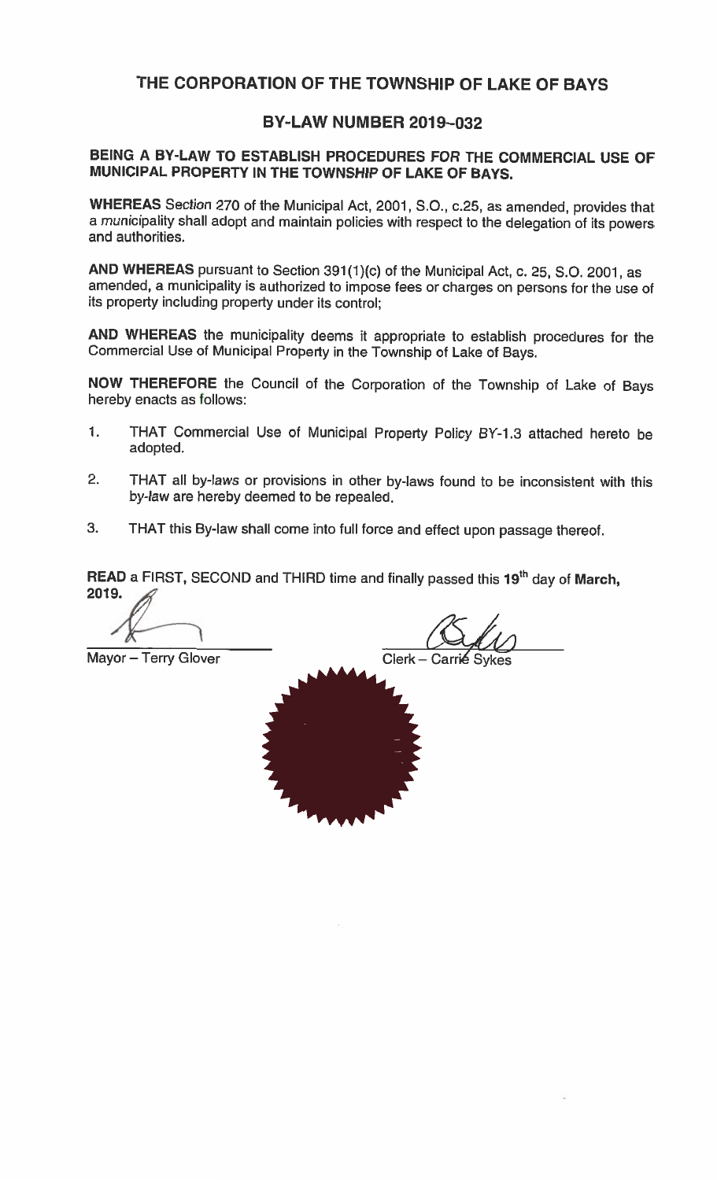# THE CORPORATION OF THE TOWNSHIP OF LAKE OF BAYS

## BY-LAW NUMBER 2019-032

### BEING A BY-LAW TO ESTABLISH PROCEDURES FOR THE COMMERCIAL USE OF MUNICIPAL PROPERTY IN THE TOWNSHIP OF LAKE OF BAYS.

**WHEREAS** Section 270 of the Municipal Act, 2001, S.O., c.25, as amended, provides that a municipality shall adopt and maintain policies with respect to the delegation of its powers and authorities.

**AND WHEREAS** pursuant to Section 391(1)(c) of the Municipal Act, c. 25, S.O. 2001, as amended, a municipality is authorized to impose fees or charges on persons for the use of its property including property under its control;

**AND WHEREAS** the municipality deems it appropriate to establish procedures for the Commercial Use of Municipal Property in the Township of Lake of Bays.

**NOW THEREFORE** the Council of the Corporation of the Township of Lake of Bays hereby enacts as follows:

1. THAT Commercial Use of Municipal Property Policy BY-1.3 attached hereto be adopted.
2. THAT all by-laws or provisions in other by-laws found to be inconsistent with this by-law are hereby deemed to be repealed.
3. THAT this By-law shall come into full force and effect upon passage thereof.

**READ** a FIRST, SECOND and THIRD time and finally passed this **19th** day of **March, 2019.**

Mayor – Terry Glover

Clerk – Carrie Sykes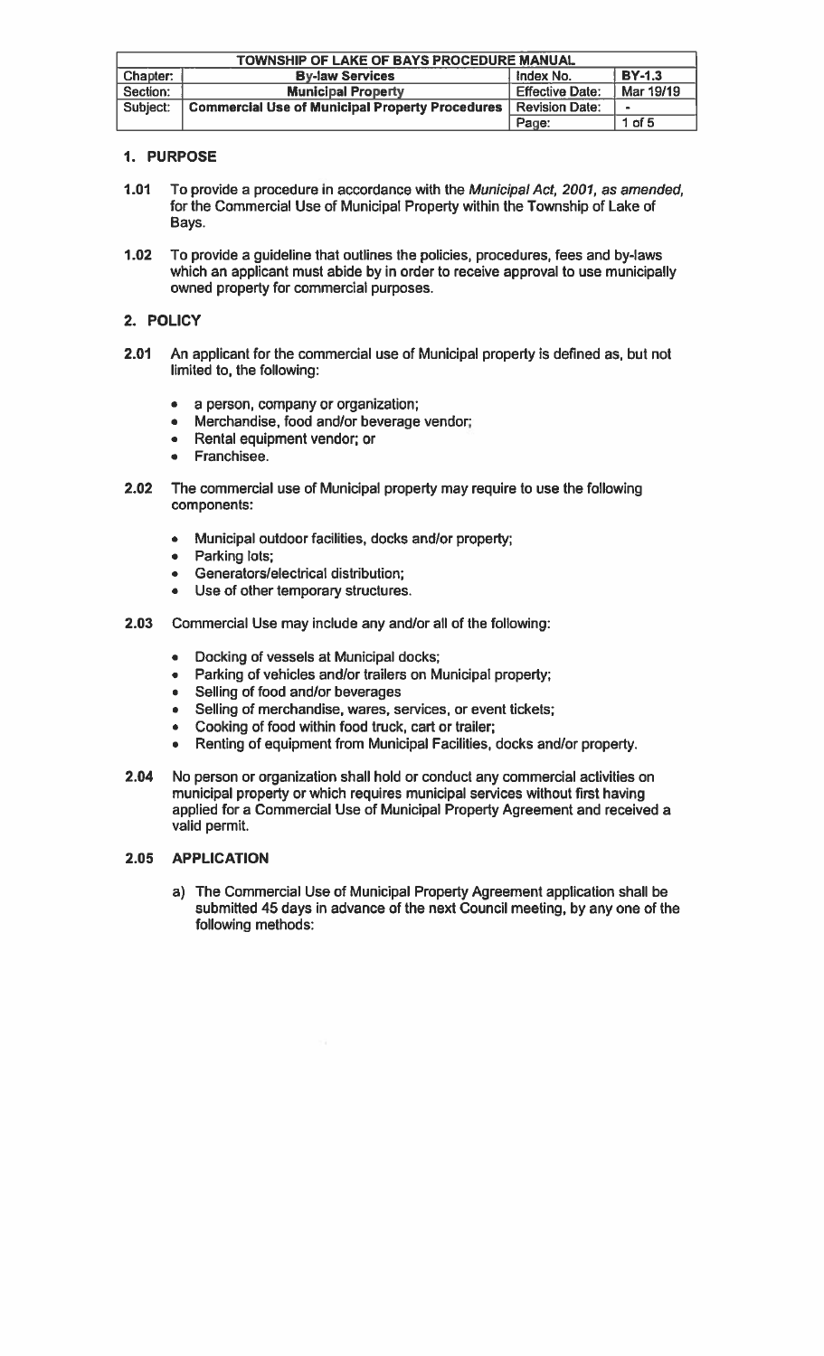| TOWNSHIP OF LAKE OF BAYS PROCEDURE MANUAL | | | |
|---|---|---|---|
| Chapter: | **By-law Services** | Index No. | **BY-1.3** |
| Section: | **Municipal Property** | Effective Date: | Mar 19/19 |
| Subject: | **Commercial Use of Municipal Property Procedures** | Revision Date: | - |

## 1. PURPOSE

**1.01** To provide a procedure in accordance with the *Municipal Act, 2001, as amended,* for the Commercial Use of Municipal Property within the Township of Lake of Bays.

**1.02** To provide a guideline that outlines the policies, procedures, fees and by-laws which an applicant must abide by in order to receive approval to use municipally owned property for commercial purposes.

## 2. POLICY

**2.01** An applicant for the commercial use of Municipal property is defined as, but not limited to, the following:

- a person, company or organization;
- Merchandise, food and/or beverage vendor;
- Rental equipment vendor; or
- Franchisee.

**2.02** The commercial use of Municipal property may require to use the following components:

- Municipal outdoor facilities, docks and/or property;
- Parking lots;
- Generators/electrical distribution;
- Use of other temporary structures.

**2.03** Commercial Use may include any and/or all of the following:

- Docking of vessels at Municipal docks;
- Parking of vehicles and/or trailers on Municipal property;
- Selling of food and/or beverages
- Selling of merchandise, wares, services, or event tickets;
- Cooking of food within food truck, cart or trailer;
- Renting of equipment from Municipal Facilities, docks and/or property.

**2.04** No person or organization shall hold or conduct any commercial activities on municipal property or which requires municipal services without first having applied for a Commercial Use of Municipal Property Agreement and received a valid permit.

### 2.05 APPLICATION

a) The Commercial Use of Municipal Property Agreement application shall be submitted 45 days in advance of the next Council meeting, by any one of the following methods: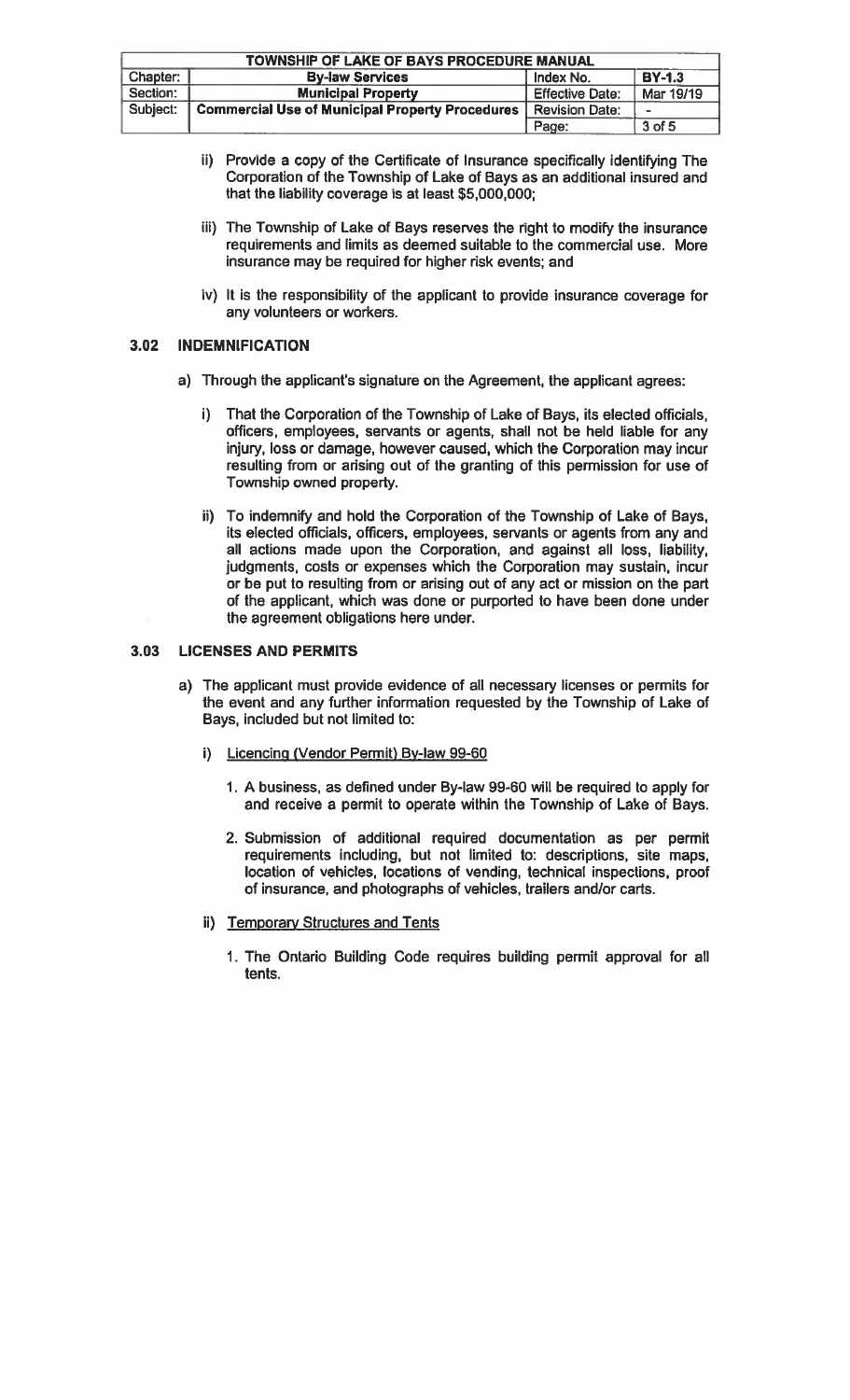ii) Provide a copy of the Certificate of Insurance specifically identifying The Corporation of the Township of Lake of Bays as an additional insured and that the liability coverage is at least $5,000,000;

iii) The Township of Lake of Bays reserves the right to modify the insurance requirements and limits as deemed suitable to the commercial use. More insurance may be required for higher risk events; and

iv) It is the responsibility of the applicant to provide insurance coverage for any volunteers or workers.

## 3.02 INDEMNIFICATION

a) Through the applicant's signature on the Agreement, the applicant agrees:

i) That the Corporation of the Township of Lake of Bays, its elected officials, officers, employees, servants or agents, shall not be held liable for any injury, loss or damage, however caused, which the Corporation may incur resulting from or arising out of the granting of this permission for use of Township owned property.

ii) To indemnify and hold the Corporation of the Township of Lake of Bays, its elected officials, officers, employees, servants or agents from any and all actions made upon the Corporation, and against all loss, liability, judgments, costs or expenses which the Corporation may sustain, incur or be put to resulting from or arising out of any act or mission on the part of the applicant, which was done or purported to have been done under the agreement obligations here under.

## 3.03 LICENSES AND PERMITS

a) The applicant must provide evidence of all necessary licenses or permits for the event and any further information requested by the Township of Lake of Bays, included but not limited to:

i) Licencing (Vendor Permit) By-law 99-60

1. A business, as defined under By-law 99-60 will be required to apply for and receive a permit to operate within the Township of Lake of Bays.

2. Submission of additional required documentation as per permit requirements including, but not limited to: descriptions, site maps, location of vehicles, locations of vending, technical inspections, proof of insurance, and photographs of vehicles, trailers and/or carts.

ii) Temporary Structures and Tents

1. The Ontario Building Code requires building permit approval for all tents.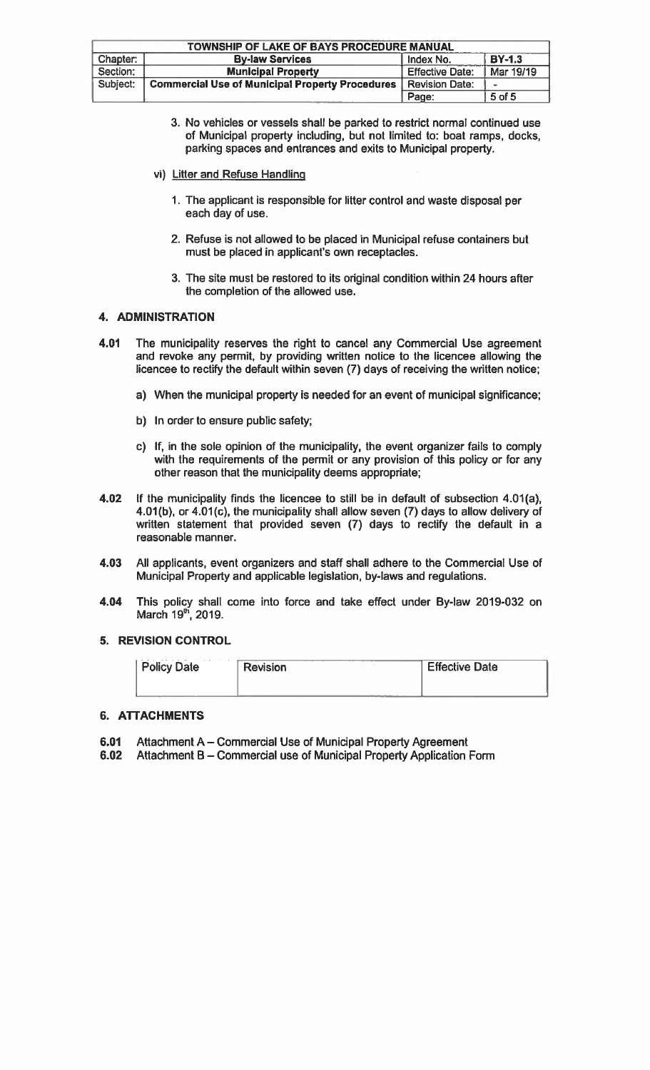3. No vehicles or vessels shall be parked to restrict normal continued use of Municipal property including, but not limited to: boat ramps, docks, parking spaces and entrances and exits to Municipal property.

vi) Litter and Refuse Handling

1. The applicant is responsible for litter control and waste disposal per each day of use.

2. Refuse is not allowed to be placed in Municipal refuse containers but must be placed in applicant's own receptacles.

3. The site must be restored to its original condition within 24 hours after the completion of the allowed use.

## 4. ADMINISTRATION

**4.01** The municipality reserves the right to cancel any Commercial Use agreement and revoke any permit, by providing written notice to the licencee allowing the licencee to rectify the default within seven (7) days of receiving the written notice;

a) When the municipal property is needed for an event of municipal significance;

b) In order to ensure public safety;

c) If, in the sole opinion of the municipality, the event organizer fails to comply with the requirements of the permit or any provision of this policy or for any other reason that the municipality deems appropriate;

**4.02** If the municipality finds the licencee to still be in default of subsection 4.01(a), 4.01(b), or 4.01(c), the municipality shall allow seven (7) days to allow delivery of written statement that provided seven (7) days to rectify the default in a reasonable manner.

**4.03** All applicants, event organizers and staff shall adhere to the Commercial Use of Municipal Property and applicable legislation, by-laws and regulations.

**4.04** This policy shall come into force and take effect under By-law 2019-032 on March 19th, 2019.

## 5. REVISION CONTROL

| Policy Date | Revision | Effective Date |
|---|---|---|
| | | |

## 6. ATTACHMENTS

**6.01** Attachment A – Commercial Use of Municipal Property Agreement
**6.02** Attachment B – Commercial use of Municipal Property Application Form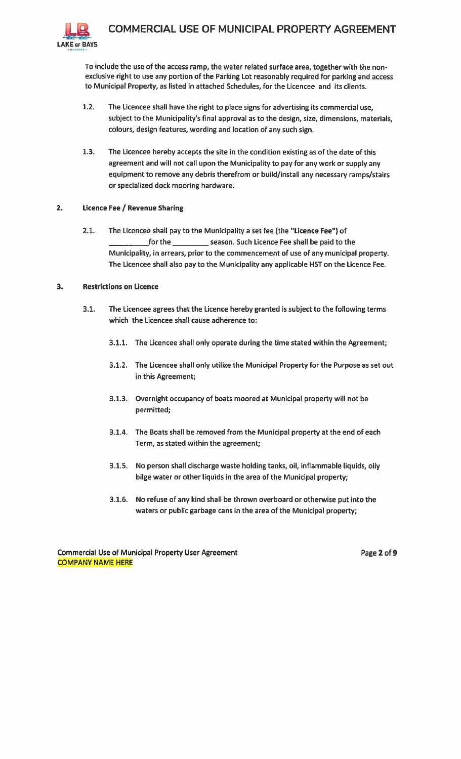To include the use of the access ramp, the water related surface area, together with the non-exclusive right to use any portion of the Parking Lot reasonably required for parking and access to Municipal Property, as listed in attached Schedules, for the Licencee and its clients.

1.2. The Licencee shall have the right to place signs for advertising its commercial use, subject to the Municipality's final approval as to the design, size, dimensions, materials, colours, design features, wording and location of any such sign.

1.3. The Licencee hereby accepts the site in the condition existing as of the date of this agreement and will not call upon the Municipality to pay for any work or supply any equipment to remove any debris therefrom or build/install any necessary ramps/stairs or specialized dock mooring hardware.

## 2. Licence Fee / Revenue Sharing

2.1. The Licencee shall pay to the Municipality a set fee (the "**Licence Fee**") of ________ for the ________ season. Such Licence Fee shall be paid to the Municipality, in arrears, prior to the commencement of use of any municipal property. The Licencee shall also pay to the Municipality any applicable HST on the Licence Fee.

## 3. Restrictions on Licence

3.1. The Licencee agrees that the Licence hereby granted is subject to the following terms which the Licencee shall cause adherence to:

3.1.1. The Licencee shall only operate during the time stated within the Agreement;

3.1.2. The Licencee shall only utilize the Municipal Property for the Purpose as set out in this Agreement;

3.1.3. Overnight occupancy of boats moored at Municipal property will not be permitted;

3.1.4. The Boats shall be removed from the Municipal property at the end of each Term, as stated within the agreement;

3.1.5. No person shall discharge waste holding tanks, oil, inflammable liquids, oily bilge water or other liquids in the area of the Municipal property;

3.1.6. No refuse of any kind shall be thrown overboard or otherwise put into the waters or public garbage cans in the area of the Municipal property;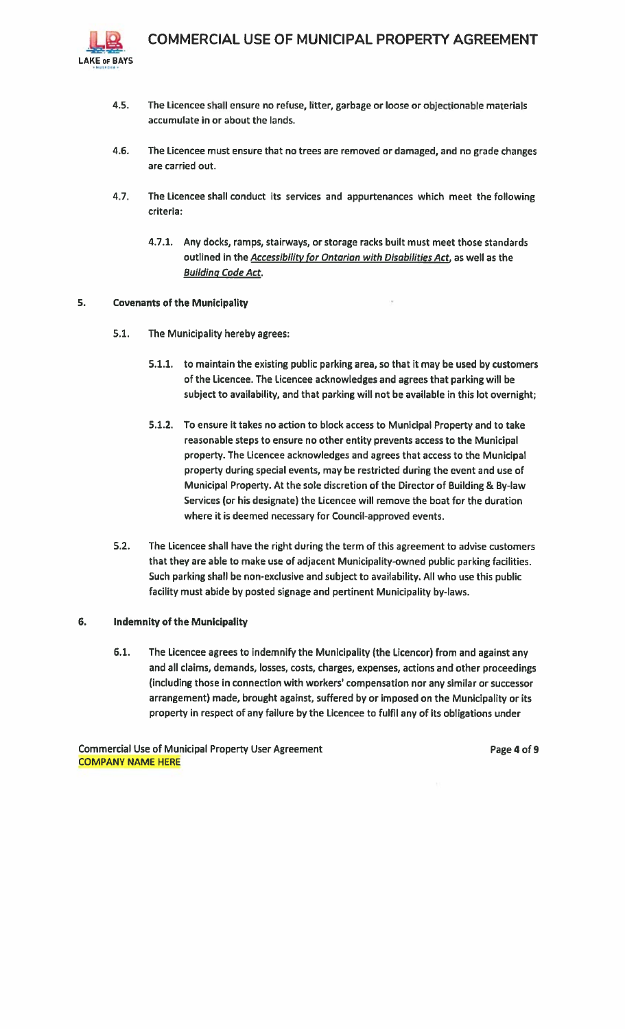4.5. The Licencee shall ensure no refuse, litter, garbage or loose or objectionable materials accumulate in or about the lands.

4.6. The Licencee must ensure that no trees are removed or damaged, and no grade changes are carried out.

4.7. The Licencee shall conduct its services and appurtenances which meet the following criteria:

4.7.1. Any docks, ramps, stairways, or storage racks built must meet those standards outlined in the *Accessibility for Ontarian with Disabilities Act*, as well as the *Building Code Act*.

## 5. Covenants of the Municipality

5.1. The Municipality hereby agrees:

5.1.1. to maintain the existing public parking area, so that it may be used by customers of the Licencee. The Licencee acknowledges and agrees that parking will be subject to availability, and that parking will not be available in this lot overnight;

5.1.2. To ensure it takes no action to block access to Municipal Property and to take reasonable steps to ensure no other entity prevents access to the Municipal property. The Licencee acknowledges and agrees that access to the Municipal property during special events, may be restricted during the event and use of Municipal Property. At the sole discretion of the Director of Building & By-law Services (or his designate) the Licencee will remove the boat for the duration where it is deemed necessary for Council-approved events.

5.2. The Licencee shall have the right during the term of this agreement to advise customers that they are able to make use of adjacent Municipality-owned public parking facilities. Such parking shall be non-exclusive and subject to availability. All who use this public facility must abide by posted signage and pertinent Municipality by-laws.

## 6. Indemnity of the Municipality

6.1. The Licencee agrees to indemnify the Municipality (the Licencor) from and against any and all claims, demands, losses, costs, charges, expenses, actions and other proceedings (including those in connection with workers' compensation nor any similar or successor arrangement) made, brought against, suffered by or imposed on the Municipality or its property in respect of any failure by the Licencee to fulfil any of its obligations under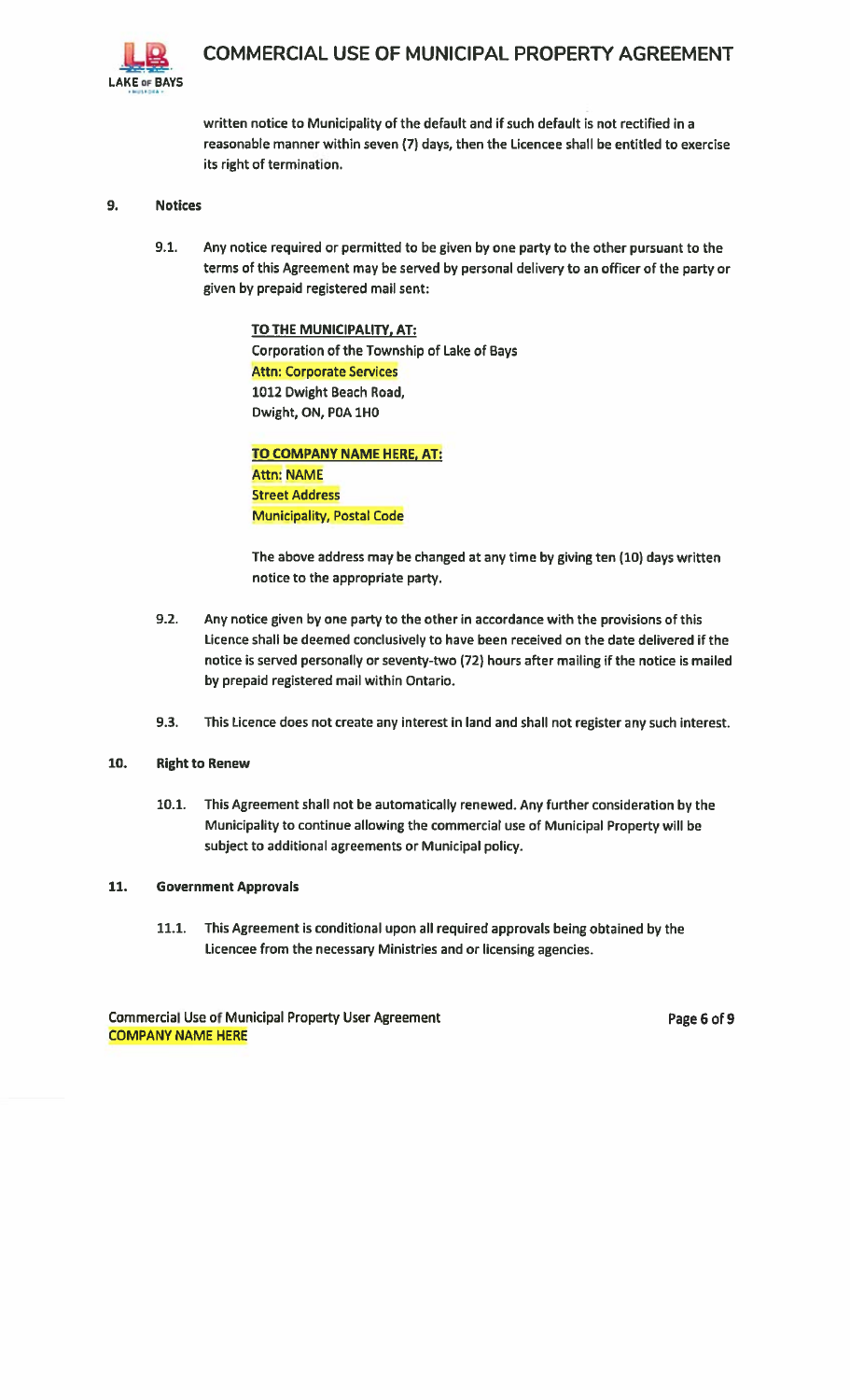written notice to Municipality of the default and if such default is not rectified in a reasonable manner within seven (7) days, then the Licencee shall be entitled to exercise its right of termination.

## 9. Notices

9.1. Any notice required or permitted to be given by one party to the other pursuant to the terms of this Agreement may be served by personal delivery to an officer of the party or given by prepaid registered mail sent:

**TO THE MUNICIPALITY, AT:**
Corporation of the Township of Lake of Bays
Attn: Corporate Services
1012 Dwight Beach Road,
Dwight, ON, P0A 1H0

**TO COMPANY NAME HERE, AT:**
Attn: NAME
Street Address
Municipality, Postal Code

The above address may be changed at any time by giving ten (10) days written notice to the appropriate party.

9.2. Any notice given by one party to the other in accordance with the provisions of this Licence shall be deemed conclusively to have been received on the date delivered if the notice is served personally or seventy-two (72) hours after mailing if the notice is mailed by prepaid registered mail within Ontario.

9.3. This Licence does not create any interest in land and shall not register any such interest.

## 10. Right to Renew

10.1. This Agreement shall not be automatically renewed. Any further consideration by the Municipality to continue allowing the commercial use of Municipal Property will be subject to additional agreements or Municipal policy.

## 11. Government Approvals

11.1. This Agreement is conditional upon all required approvals being obtained by the Licencee from the necessary Ministries and or licensing agencies.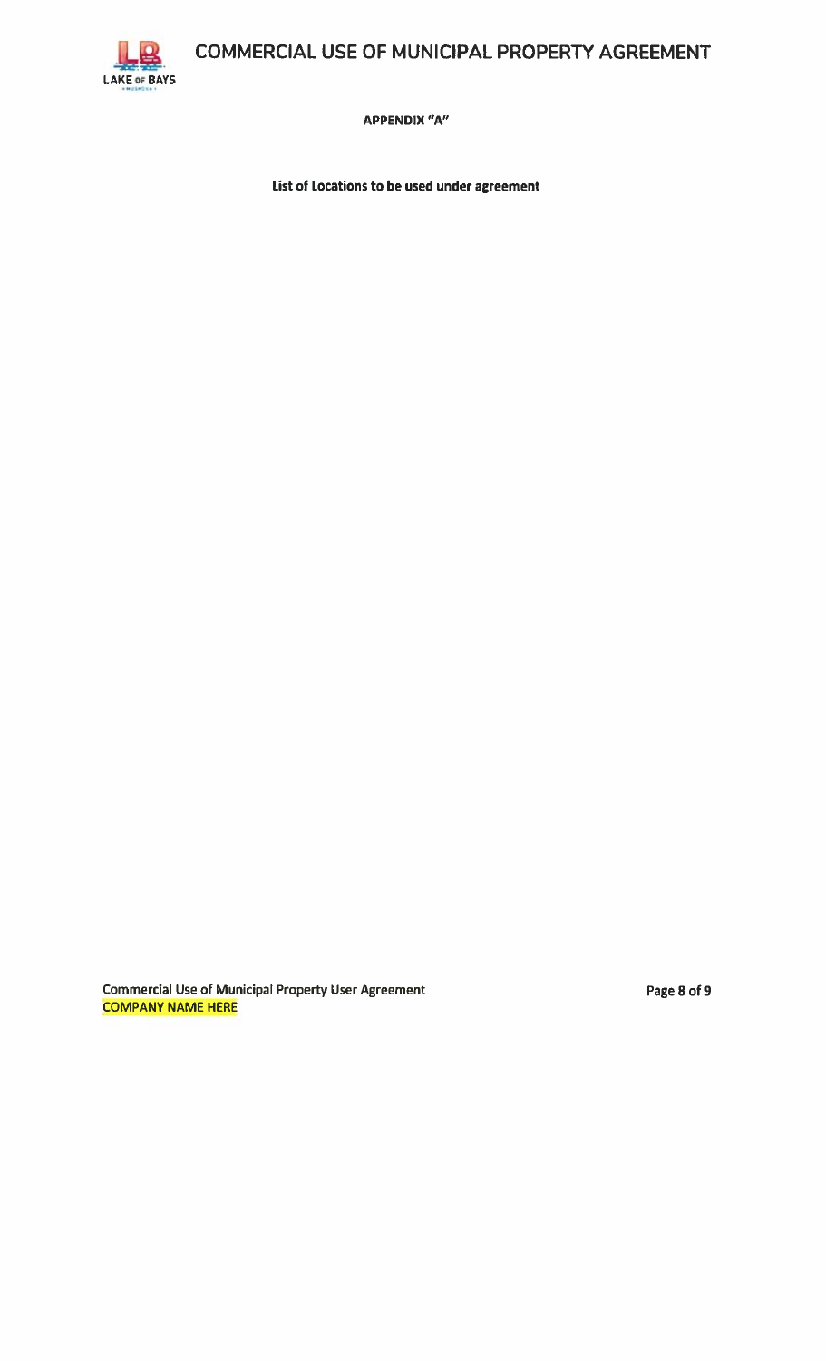## APPENDIX "A"

**List of Locations to be used under agreement**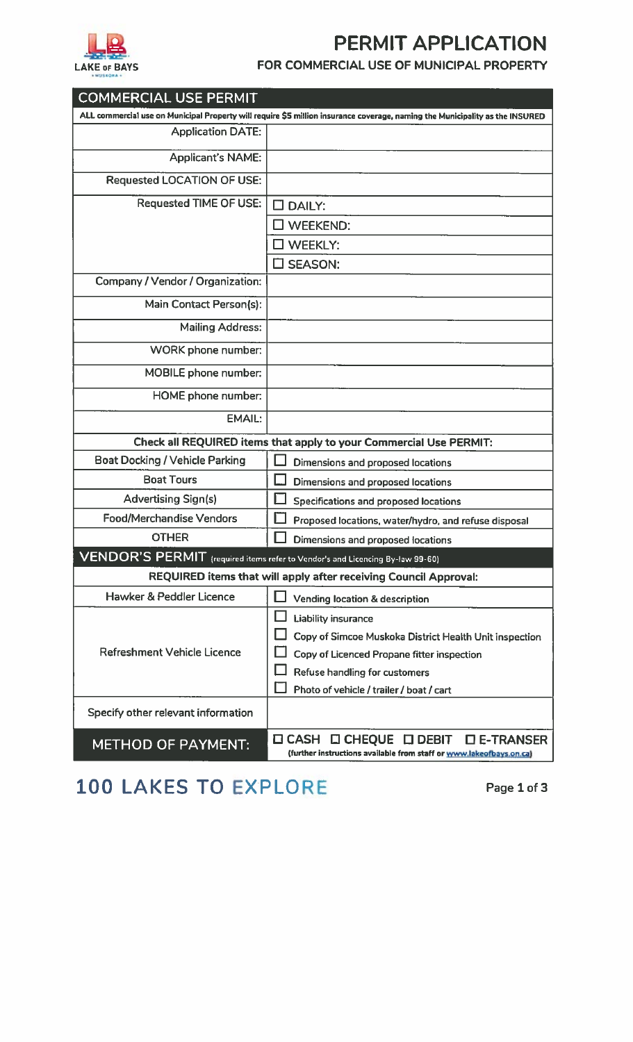LAKE OF BAYS

# PERMIT APPLICATION

## FOR COMMERCIAL USE OF MUNICIPAL PROPERTY

| COMMERCIAL USE PERMIT | |
|---|---|
| **ALL commercial use on Municipal Property will require $5 million insurance coverage, naming the Municipality as the INSURED** | |
| Application DATE: | |
| Applicant's NAME: | |
| Requested LOCATION OF USE: | |
| Requested TIME OF USE: | ☐ DAILY: |
| | ☐ WEEKEND: |
| | ☐ WEEKLY: |
| | ☐ SEASON: |
| Company / Vendor / Organization: | |
| Main Contact Person(s): | |
| Mailing Address: | |
| WORK phone number: | |
| MOBILE phone number: | |
| HOME phone number: | |
| EMAIL: | |
| **Check all REQUIRED items that apply to your Commercial Use PERMIT:** | |
| Boat Docking / Vehicle Parking | ☐ Dimensions and proposed locations |
| Boat Tours | ☐ Dimensions and proposed locations |
| Advertising Sign(s) | ☐ Specifications and proposed locations |
| Food/Merchandise Vendors | ☐ Proposed locations, water/hydro, and refuse disposal |
| OTHER | ☐ Dimensions and proposed locations |
| **VENDOR'S PERMIT** (required items refer to Vendor's and Licencing By-law 99-60) | |
| **REQUIRED items that will apply after receiving Council Approval:** | |
| Hawker & Peddler Licence | ☐ Vending location & description |
| Refreshment Vehicle Licence | ☐ Liability insurance |
| | ☐ Copy of Simcoe Muskoka District Health Unit inspection |
| | ☐ Copy of Licenced Propane fitter inspection |
| | ☐ Refuse handling for customers |
| | ☐ Photo of vehicle / trailer / boat / cart |
| Specify other relevant information | |
| **METHOD OF PAYMENT:** | ☐ CASH ☐ CHEQUE ☐ DEBIT ☐ E-TRANSER (further instructions available from staff or www.lakeofbays.on.ca) |

**100 LAKES TO EXPLORE**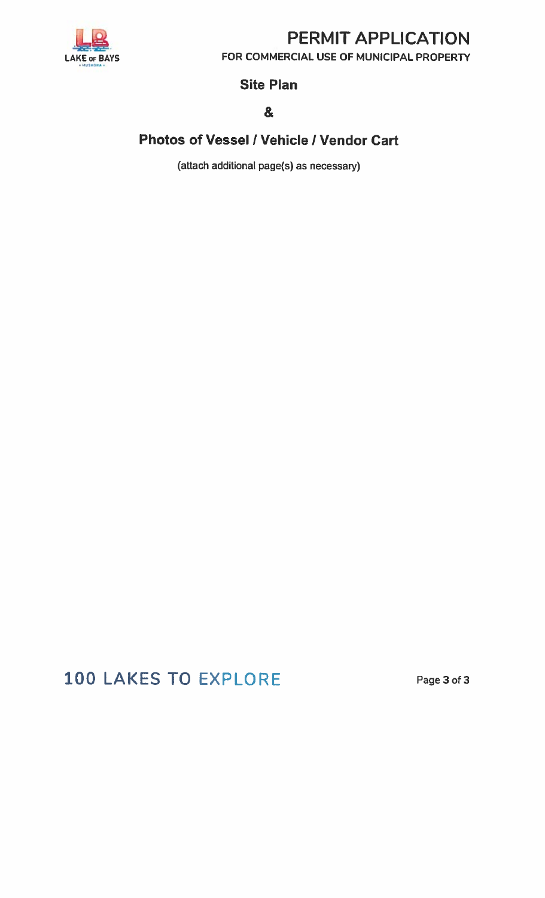# PERMIT APPLICATION

**FOR COMMERCIAL USE OF MUNICIPAL PROPERTY**

## Site Plan

## &

## Photos of Vessel / Vehicle / Vendor Cart

(attach additional page(s) as necessary)

**100 LAKES TO EXPLORE**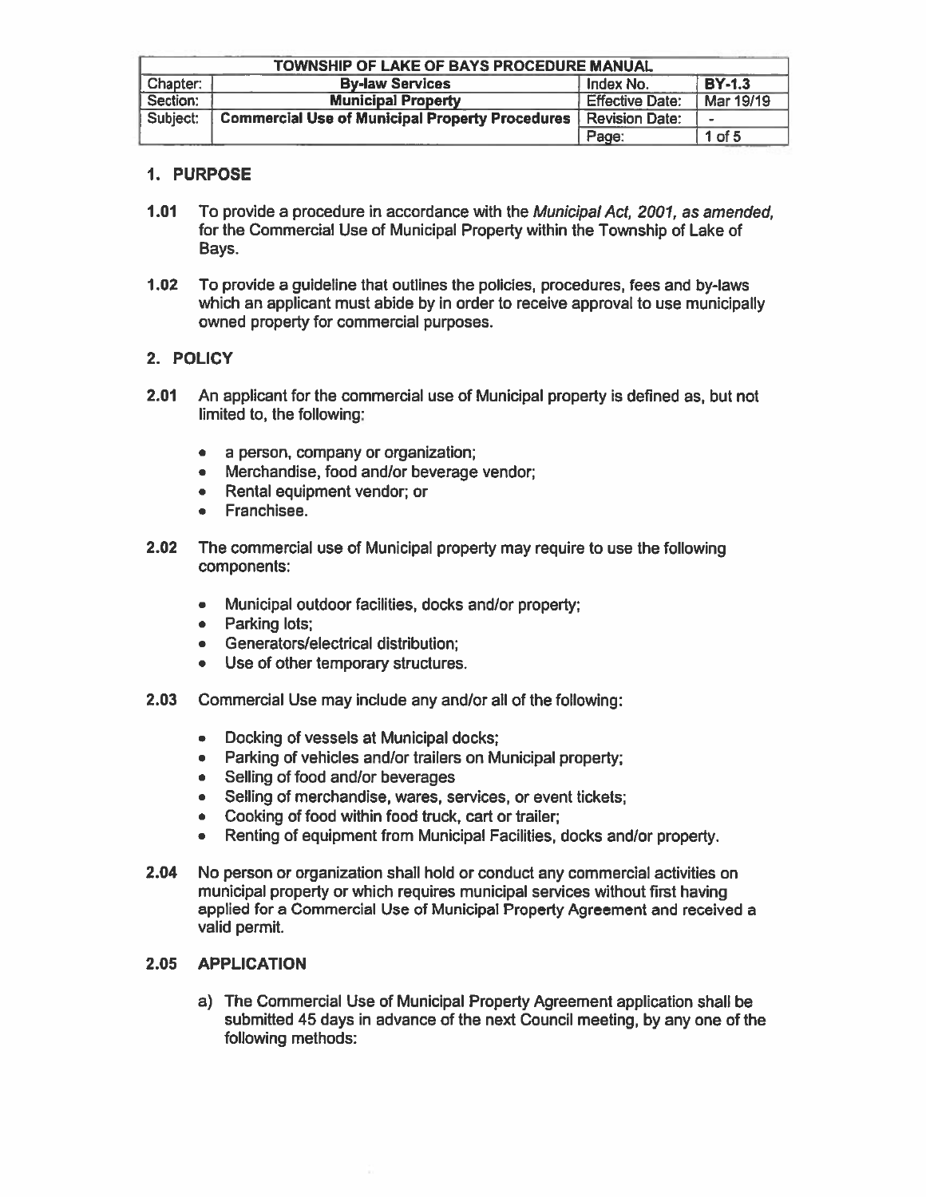| TOWNSHIP OF LAKE OF BAYS PROCEDURE MANUAL | | | |
|---|---|---|---|
| Chapter: | **By-law Services** | Index No. | **BY-1.3** |
| Section: | **Municipal Property** | Effective Date: | Mar 19/19 |
| Subject: | **Commercial Use of Municipal Property Procedures** | Revision Date: | - |
| | | Page: | 1 of 5 |

## 1. PURPOSE

**1.01** To provide a procedure in accordance with the *Municipal Act, 2001, as amended,* for the Commercial Use of Municipal Property within the Township of Lake of Bays.

**1.02** To provide a guideline that outlines the policies, procedures, fees and by-laws which an applicant must abide by in order to receive approval to use municipally owned property for commercial purposes.

## 2. POLICY

**2.01** An applicant for the commercial use of Municipal property is defined as, but not limited to, the following:

- a person, company or organization;
- Merchandise, food and/or beverage vendor;
- Rental equipment vendor; or
- Franchisee.

**2.02** The commercial use of Municipal property may require to use the following components:

- Municipal outdoor facilities, docks and/or property;
- Parking lots;
- Generators/electrical distribution;
- Use of other temporary structures.

**2.03** Commercial Use may include any and/or all of the following:

- Docking of vessels at Municipal docks;
- Parking of vehicles and/or trailers on Municipal property;
- Selling of food and/or beverages
- Selling of merchandise, wares, services, or event tickets;
- Cooking of food within food truck, cart or trailer;
- Renting of equipment from Municipal Facilities, docks and/or property.

**2.04** No person or organization shall hold or conduct any commercial activities on municipal property or which requires municipal services without first having applied for a Commercial Use of Municipal Property Agreement and received a valid permit.

### 2.05 APPLICATION

a) The Commercial Use of Municipal Property Agreement application shall be submitted 45 days in advance of the next Council meeting, by any one of the following methods: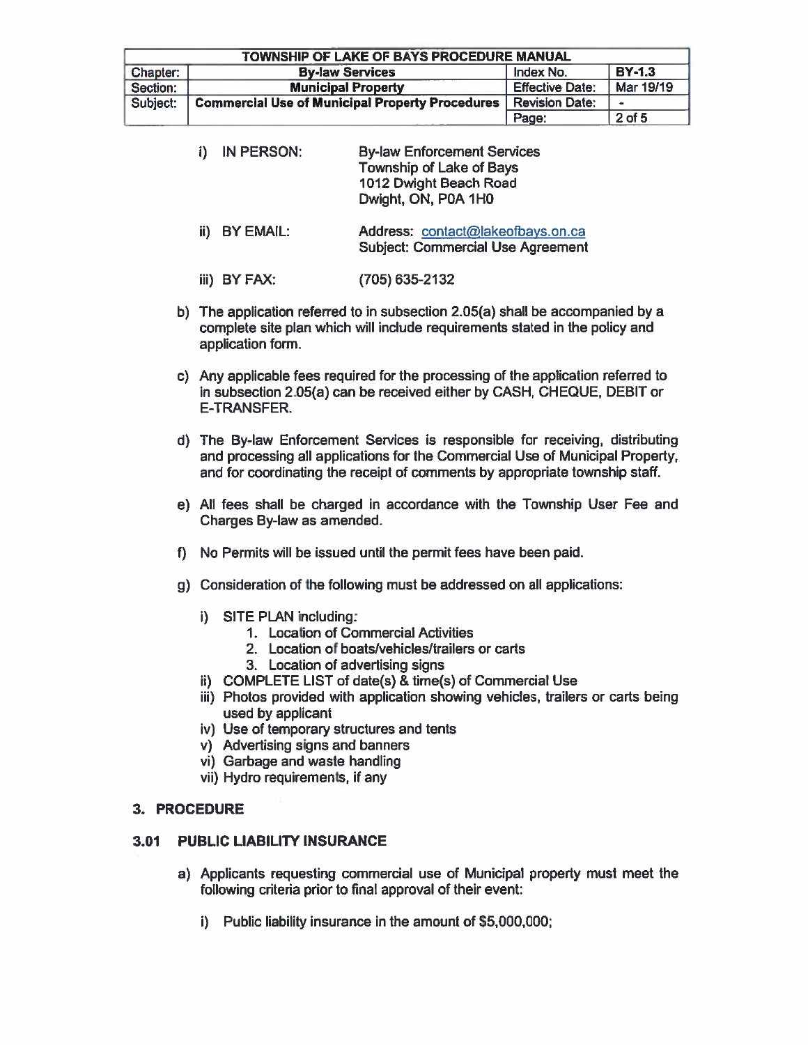i) IN PERSON: By-law Enforcement Services
Township of Lake of Bays
1012 Dwight Beach Road
Dwight, ON, P0A 1H0

ii) BY EMAIL: Address: contact@lakeofbays.on.ca
Subject: Commercial Use Agreement

iii) BY FAX: (705) 635-2132

b) The application referred to in subsection 2.05(a) shall be accompanied by a complete site plan which will include requirements stated in the policy and application form.

c) Any applicable fees required for the processing of the application referred to in subsection 2.05(a) can be received either by CASH, CHEQUE, DEBIT or E-TRANSFER.

d) The By-law Enforcement Services is responsible for receiving, distributing and processing all applications for the Commercial Use of Municipal Property, and for coordinating the receipt of comments by appropriate township staff.

e) All fees shall be charged in accordance with the Township User Fee and Charges By-law as amended.

f) No Permits will be issued until the permit fees have been paid.

g) Consideration of the following must be addressed on all applications:

i) SITE PLAN including:
1. Location of Commercial Activities
2. Location of boats/vehicles/trailers or carts
3. Location of advertising signs

ii) COMPLETE LIST of date(s) & time(s) of Commercial Use

iii) Photos provided with application showing vehicles, trailers or carts being used by applicant

iv) Use of temporary structures and tents

v) Advertising signs and banners

vi) Garbage and waste handling

vii) Hydro requirements, if any

## 3. PROCEDURE

### 3.01 PUBLIC LIABILITY INSURANCE

a) Applicants requesting commercial use of Municipal property must meet the following criteria prior to final approval of their event:

i) Public liability insurance in the amount of $5,000,000;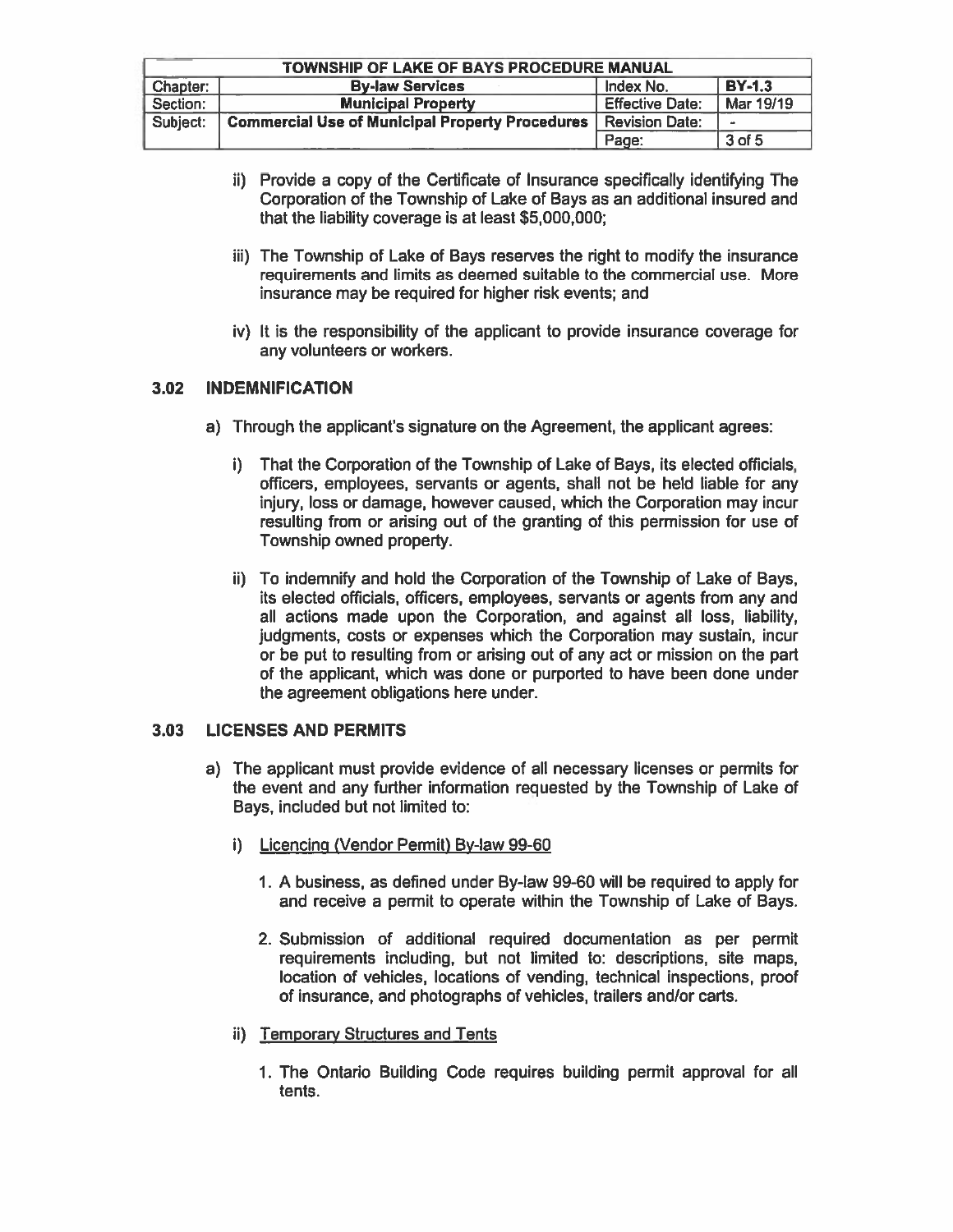ii) Provide a copy of the Certificate of Insurance specifically identifying The Corporation of the Township of Lake of Bays as an additional insured and that the liability coverage is at least $5,000,000;

iii) The Township of Lake of Bays reserves the right to modify the insurance requirements and limits as deemed suitable to the commercial use. More insurance may be required for higher risk events; and

iv) It is the responsibility of the applicant to provide insurance coverage for any volunteers or workers.

### 3.02 INDEMNIFICATION

a) Through the applicant's signature on the Agreement, the applicant agrees:

   i) That the Corporation of the Township of Lake of Bays, its elected officials, officers, employees, servants or agents, shall not be held liable for any injury, loss or damage, however caused, which the Corporation may incur resulting from or arising out of the granting of this permission for use of Township owned property.

   ii) To indemnify and hold the Corporation of the Township of Lake of Bays, its elected officials, officers, employees, servants or agents from any and all actions made upon the Corporation, and against all loss, liability, judgments, costs or expenses which the Corporation may sustain, incur or be put to resulting from or arising out of any act or mission on the part of the applicant, which was done or purported to have been done under the agreement obligations here under.

### 3.03 LICENSES AND PERMITS

a) The applicant must provide evidence of all necessary licenses or permits for the event and any further information requested by the Township of Lake of Bays, included but not limited to:

   i) <u>Licencing (Vendor Permit) By-law 99-60</u>

      1. A business, as defined under By-law 99-60 will be required to apply for and receive a permit to operate within the Township of Lake of Bays.

      2. Submission of additional required documentation as per permit requirements including, but not limited to: descriptions, site maps, location of vehicles, locations of vending, technical inspections, proof of insurance, and photographs of vehicles, trailers and/or carts.

   ii) <u>Temporary Structures and Tents</u>

      1. The Ontario Building Code requires building permit approval for all tents.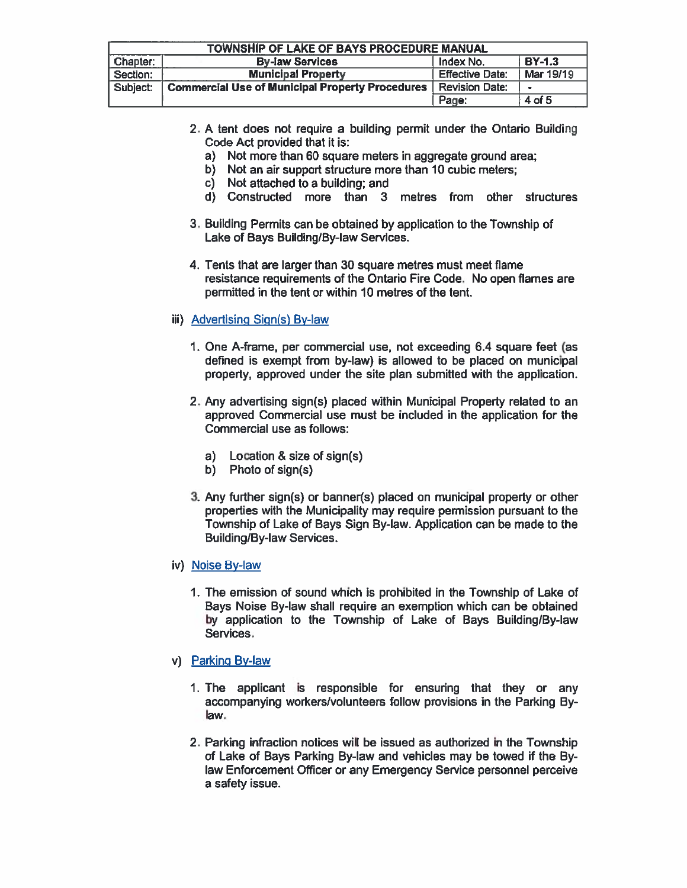2. A tent does not require a building permit under the Ontario Building Code Act provided that it is:
   a) Not more than 60 square meters in aggregate ground area;
   b) Not an air support structure more than 10 cubic meters;
   c) Not attached to a building; and
   d) Constructed more than 3 metres from other structures

3. Building Permits can be obtained by application to the Township of Lake of Bays Building/By-law Services.

4. Tents that are larger than 30 square metres must meet flame resistance requirements of the Ontario Fire Code. No open flames are permitted in the tent or within 10 metres of the tent.

iii) Advertising Sign(s) By-law

1. One A-frame, per commercial use, not exceeding 6.4 square feet (as defined is exempt from by-law) is allowed to be placed on municipal property, approved under the site plan submitted with the application.

2. Any advertising sign(s) placed within Municipal Property related to an approved Commercial use must be included in the application for the Commercial use as follows:

   a) Location & size of sign(s)
   b) Photo of sign(s)

3. Any further sign(s) or banner(s) placed on municipal property or other properties with the Municipality may require permission pursuant to the Township of Lake of Bays Sign By-law. Application can be made to the Building/By-law Services.

iv) Noise By-law

1. The emission of sound which is prohibited in the Township of Lake of Bays Noise By-law shall require an exemption which can be obtained by application to the Township of Lake of Bays Building/By-law Services.

v) Parking By-law

1. The applicant is responsible for ensuring that they or any accompanying workers/volunteers follow provisions in the Parking By-law.

2. Parking infraction notices will be issued as authorized in the Township of Lake of Bays Parking By-law and vehicles may be towed if the By-law Enforcement Officer or any Emergency Service personnel perceive a safety issue.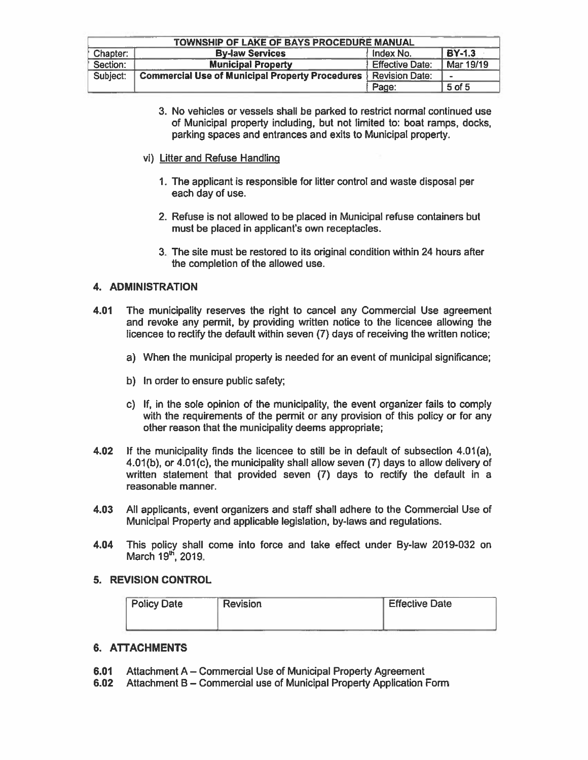3. No vehicles or vessels shall be parked to restrict normal continued use of Municipal property including, but not limited to: boat ramps, docks, parking spaces and entrances and exits to Municipal property.

vi) Litter and Refuse Handling

1. The applicant is responsible for litter control and waste disposal per each day of use.

2. Refuse is not allowed to be placed in Municipal refuse containers but must be placed in applicant's own receptacles.

3. The site must be restored to its original condition within 24 hours after the completion of the allowed use.

## 4. ADMINISTRATION

**4.01** The municipality reserves the right to cancel any Commercial Use agreement and revoke any permit, by providing written notice to the licencee allowing the licencee to rectify the default within seven (7) days of receiving the written notice;

a) When the municipal property is needed for an event of municipal significance;

b) In order to ensure public safety;

c) If, in the sole opinion of the municipality, the event organizer fails to comply with the requirements of the permit or any provision of this policy or for any other reason that the municipality deems appropriate;

**4.02** If the municipality finds the licencee to still be in default of subsection 4.01(a), 4.01(b), or 4.01(c), the municipality shall allow seven (7) days to allow delivery of written statement that provided seven (7) days to rectify the default in a reasonable manner.

**4.03** All applicants, event organizers and staff shall adhere to the Commercial Use of Municipal Property and applicable legislation, by-laws and regulations.

**4.04** This policy shall come into force and take effect under By-law 2019-032 on March 19th, 2019.

## 5. REVISION CONTROL

| Policy Date | Revision | Effective Date |
| --- | --- | --- |
| | | |

## 6. ATTACHMENTS

**6.01** Attachment A – Commercial Use of Municipal Property Agreement

**6.02** Attachment B – Commercial use of Municipal Property Application Form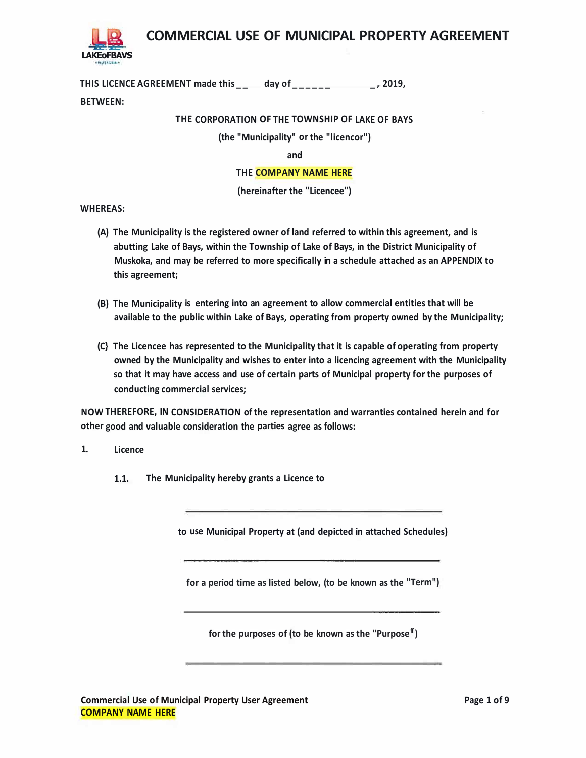# COMMERCIAL USE OF MUNICIPAL PROPERTY AGREEMENT

THIS LICENCE AGREEMENT made this__ day of______ _, 2019,

BETWEEN:

THE CORPORATION OF THE TOWNSHIP OF LAKE OF BAYS

(the "Municipality" or the "licencor")

and

THE COMPANY NAME HERE

(hereinafter the "Licencee")

WHEREAS:

(A) The Municipality is the registered owner of land referred to within this agreement, and is abutting Lake of Bays, within the Township of Lake of Bays, in the District Municipality of Muskoka, and may be referred to more specifically in a schedule attached as an APPENDIX to this agreement;

(B) The Municipality is entering into an agreement to allow commercial entities that will be available to the public within Lake of Bays, operating from property owned by the Municipality;

(C} The Licencee has represented to the Municipality that it is capable of operating from property owned by the Municipality and wishes to enter into a licencing agreement with the Municipality so that it may have access and use of certain parts of Municipal property for the purposes of conducting commercial services;

NOW THEREFORE, IN CONSIDERATION of the representation and warranties contained herein and for other good and valuable consideration the parties agree as follows:

1. Licence

1.1. The Municipality hereby grants a Licence to

_______________________________________________

to use Municipal Property at (and depicted in attached Schedules)

_______________________________________________

for a period time as listed below, (to be known as the "Term")

_______________________________________________

for the purposes of (to be known as the "Purpose")

_______________________________________________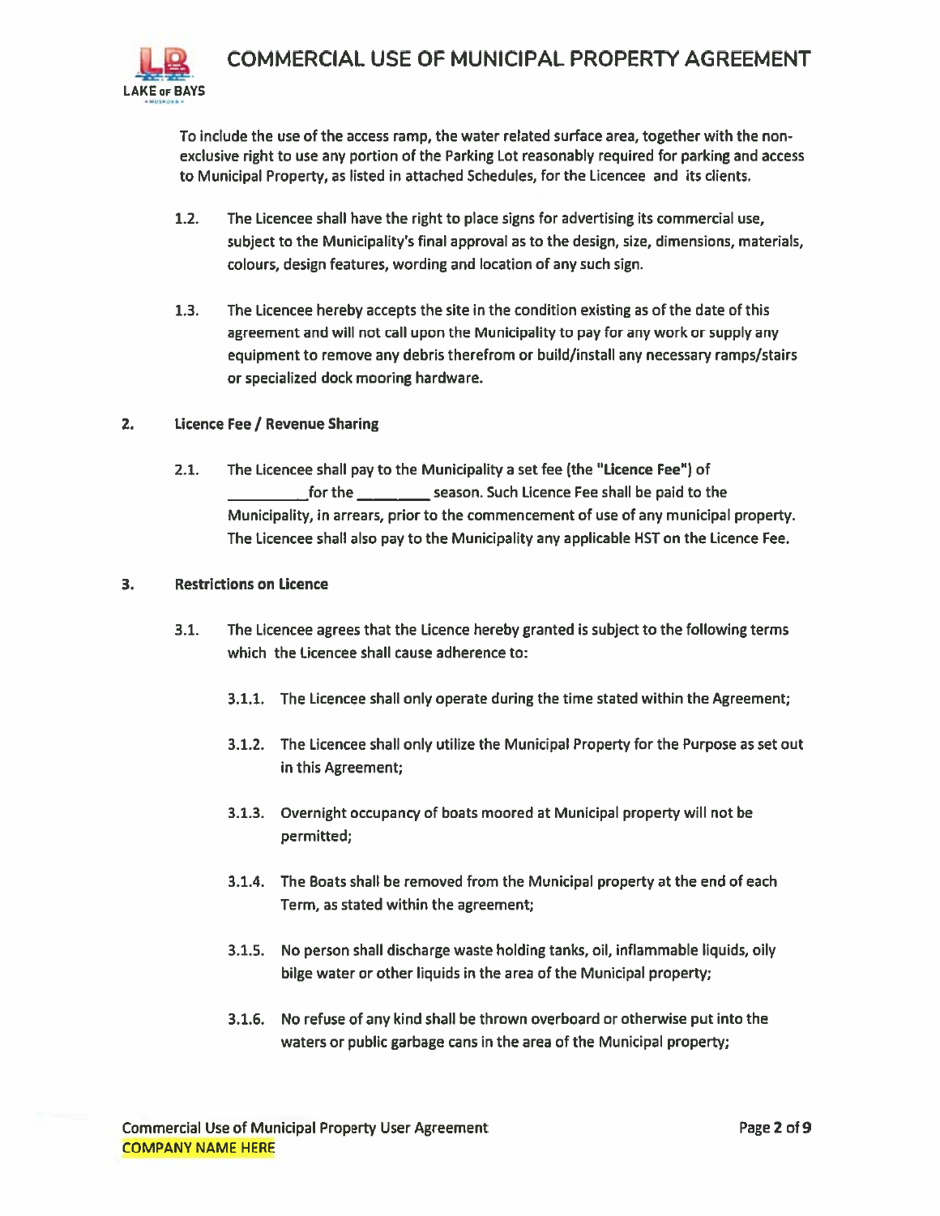To include the use of the access ramp, the water related surface area, together with the non-exclusive right to use any portion of the Parking Lot reasonably required for parking and access to Municipal Property, as listed in attached Schedules, for the Licencee and its clients.

1.2. The Licencee shall have the right to place signs for advertising its commercial use, subject to the Municipality's final approval as to the design, size, dimensions, materials, colours, design features, wording and location of any such sign.

1.3. The Licencee hereby accepts the site in the condition existing as of the date of this agreement and will not call upon the Municipality to pay for any work or supply any equipment to remove any debris therefrom or build/install any necessary ramps/stairs or specialized dock mooring hardware.

## 2. Licence Fee / Revenue Sharing

2.1. The Licencee shall pay to the Municipality a set fee (the "**Licence Fee**") of __________ for the _________ season. Such Licence Fee shall be paid to the Municipality, in arrears, prior to the commencement of use of any municipal property. The Licencee shall also pay to the Municipality any applicable HST on the Licence Fee.

## 3. Restrictions on Licence

3.1. The Licencee agrees that the Licence hereby granted is subject to the following terms which the Licencee shall cause adherence to:

3.1.1. The Licencee shall only operate during the time stated within the Agreement;

3.1.2. The Licencee shall only utilize the Municipal Property for the Purpose as set out in this Agreement;

3.1.3. Overnight occupancy of boats moored at Municipal property will not be permitted;

3.1.4. The Boats shall be removed from the Municipal property at the end of each Term, as stated within the agreement;

3.1.5. No person shall discharge waste holding tanks, oil, inflammable liquids, oily bilge water or other liquids in the area of the Municipal property;

3.1.6. No refuse of any kind shall be thrown overboard or otherwise put into the waters or public garbage cans in the area of the Municipal property;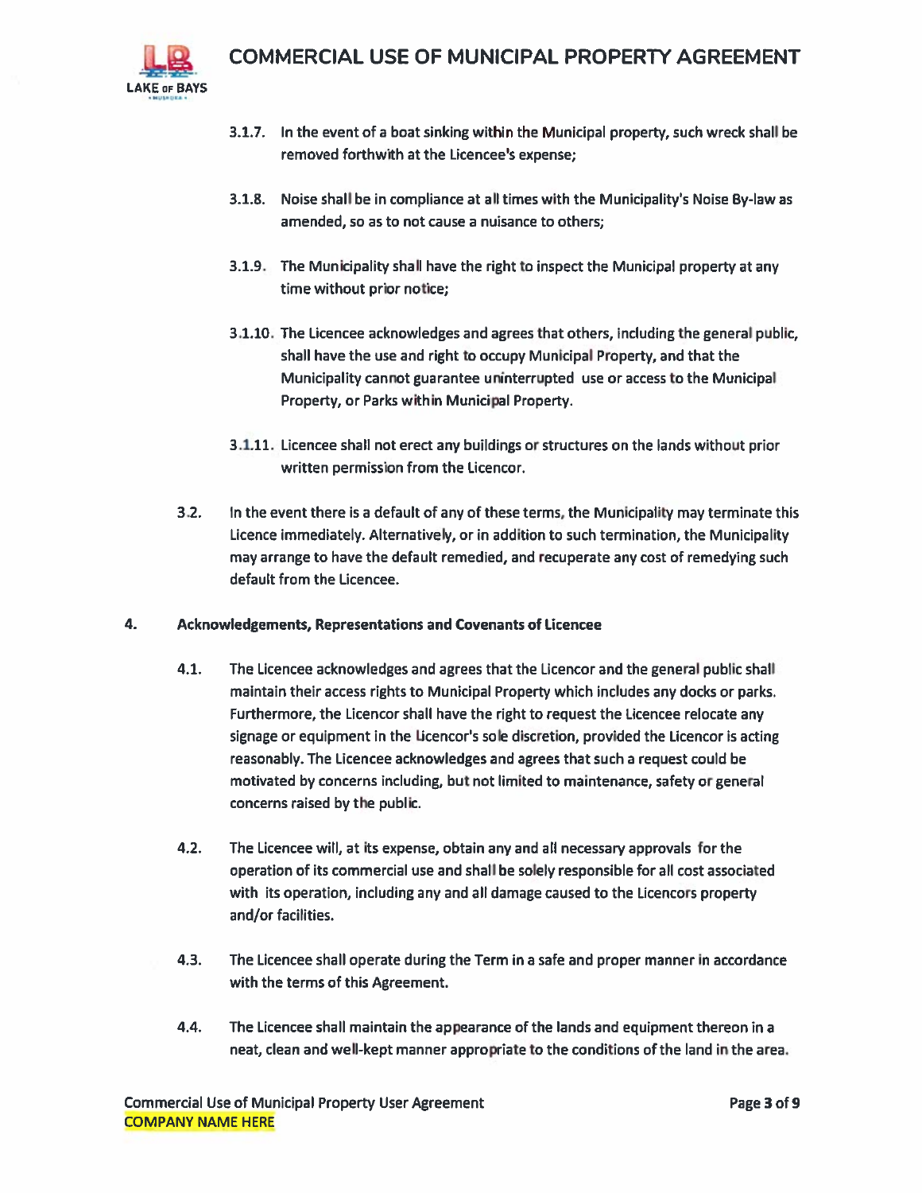3.1.7. In the event of a boat sinking within the Municipal property, such wreck shall be removed forthwith at the Licencee's expense;

3.1.8. Noise shall be in compliance at all times with the Municipality's Noise By-law as amended, so as to not cause a nuisance to others;

3.1.9. The Municipality shall have the right to inspect the Municipal property at any time without prior notice;

3.1.10. The Licencee acknowledges and agrees that others, including the general public, shall have the use and right to occupy Municipal Property, and that the Municipality cannot guarantee uninterrupted use or access to the Municipal Property, or Parks within Municipal Property.

3.1.11. Licencee shall not erect any buildings or structures on the lands without prior written permission from the Licencor.

3.2. In the event there is a default of any of these terms, the Municipality may terminate this Licence immediately. Alternatively, or in addition to such termination, the Municipality may arrange to have the default remedied, and recuperate any cost of remedying such default from the Licencee.

**4. Acknowledgements, Representations and Covenants of Licencee**

4.1. The Licencee acknowledges and agrees that the Licencor and the general public shall maintain their access rights to Municipal Property which includes any docks or parks. Furthermore, the Licencor shall have the right to request the Licencee relocate any signage or equipment in the Licencor's sole discretion, provided the Licencor is acting reasonably. The Licencee acknowledges and agrees that such a request could be motivated by concerns including, but not limited to maintenance, safety or general concerns raised by the public.

4.2. The Licencee will, at its expense, obtain any and all necessary approvals for the operation of its commercial use and shall be solely responsible for all cost associated with its operation, including any and all damage caused to the Licencors property and/or facilities.

4.3. The Licencee shall operate during the Term in a safe and proper manner in accordance with the terms of this Agreement.

4.4. The Licencee shall maintain the appearance of the lands and equipment thereon in a neat, clean and well-kept manner appropriate to the conditions of the land in the area.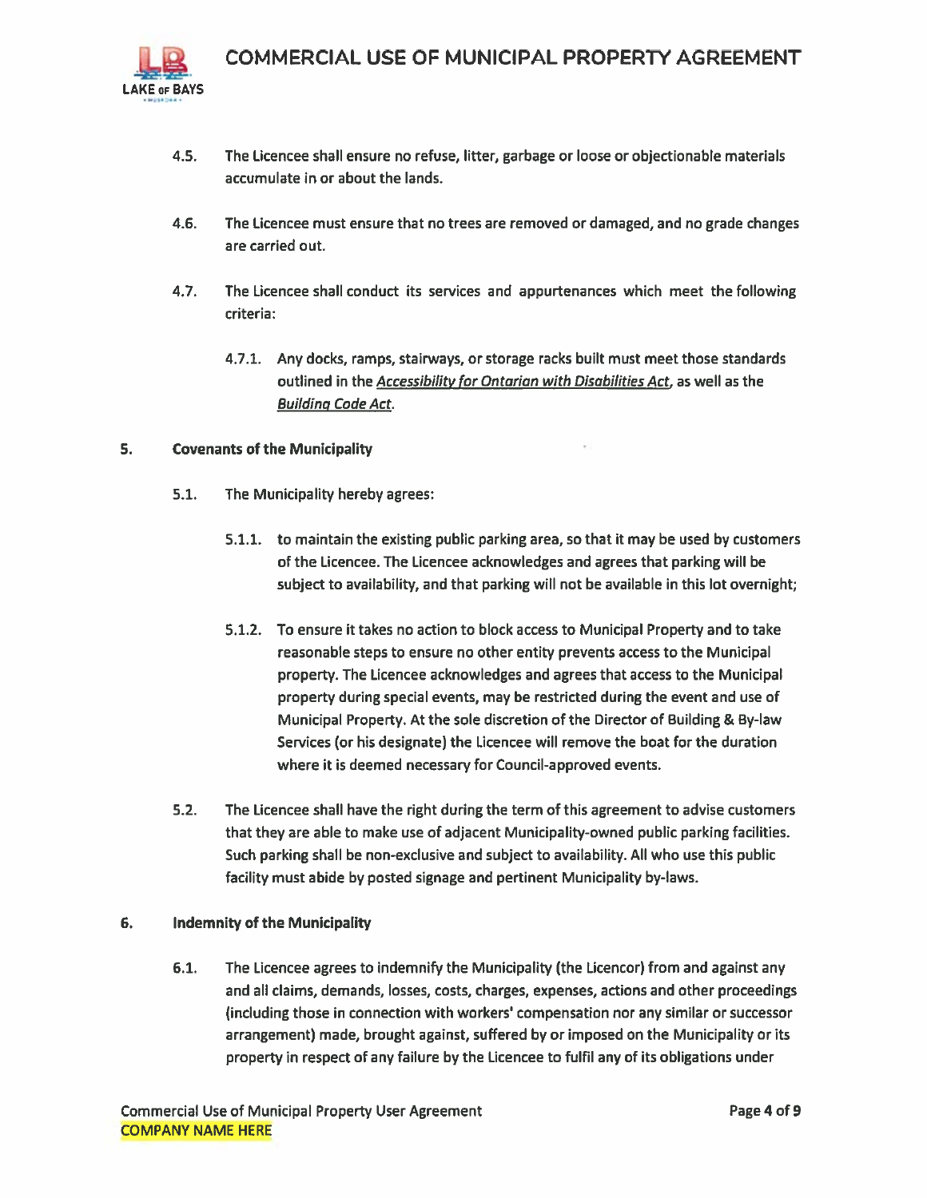4.5. The Licencee shall ensure no refuse, litter, garbage or loose or objectionable materials accumulate in or about the lands.

4.6. The Licencee must ensure that no trees are removed or damaged, and no grade changes are carried out.

4.7. The Licencee shall conduct its services and appurtenances which meet the following criteria:

4.7.1. Any docks, ramps, stairways, or storage racks built must meet those standards outlined in the ***Accessibility for Ontarian with Disabilities Act***, as well as the ***Building Code Act***.

## 5. Covenants of the Municipality

5.1. The Municipality hereby agrees:

5.1.1. to maintain the existing public parking area, so that it may be used by customers of the Licencee. The Licencee acknowledges and agrees that parking will be subject to availability, and that parking will not be available in this lot overnight;

5.1.2. To ensure it takes no action to block access to Municipal Property and to take reasonable steps to ensure no other entity prevents access to the Municipal property. The Licencee acknowledges and agrees that access to the Municipal property during special events, may be restricted during the event and use of Municipal Property. At the sole discretion of the Director of Building & By-law Services (or his designate) the Licencee will remove the boat for the duration where it is deemed necessary for Council-approved events.

5.2. The Licencee shall have the right during the term of this agreement to advise customers that they are able to make use of adjacent Municipality-owned public parking facilities. Such parking shall be non-exclusive and subject to availability. All who use this public facility must abide by posted signage and pertinent Municipality by-laws.

## 6. Indemnity of the Municipality

6.1. The Licencee agrees to indemnify the Municipality (the Licencor) from and against any and all claims, demands, losses, costs, charges, expenses, actions and other proceedings (including those in connection with workers' compensation nor any similar or successor arrangement) made, brought against, suffered by or imposed on the Municipality or its property in respect of any failure by the Licencee to fulfil any of its obligations under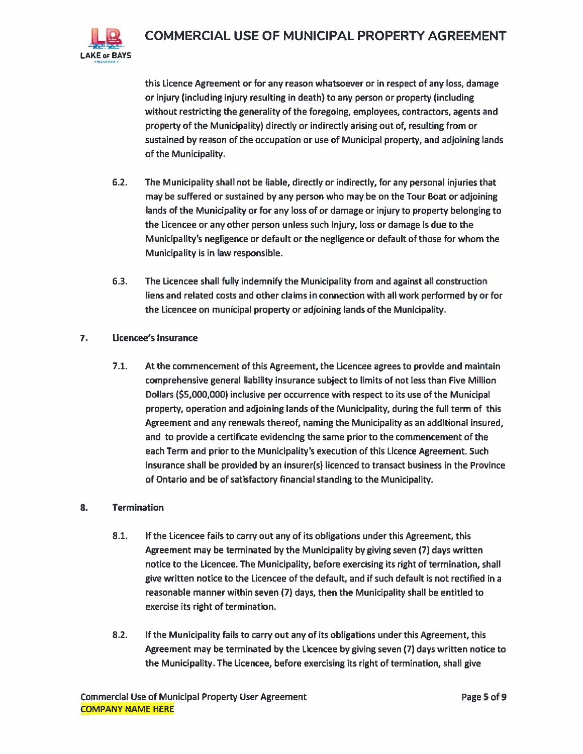this Licence Agreement or for any reason whatsoever or in respect of any loss, damage or injury (including injury resulting in death) to any person or property (including without restricting the generality of the foregoing, employees, contractors, agents and property of the Municipality) directly or indirectly arising out of, resulting from or sustained by reason of the occupation or use of Municipal property, and adjoining lands of the Municipality.

6.2. The Municipality shall not be liable, directly or indirectly, for any personal injuries that may be suffered or sustained by any person who may be on the Tour Boat or adjoining lands of the Municipality or for any loss of or damage or injury to property belonging to the Licencee or any other person unless such injury, loss or damage is due to the Municipality's negligence or default or the negligence or default of those for whom the Municipality is in law responsible.

6.3. The Licencee shall fully indemnify the Municipality from and against all construction liens and related costs and other claims in connection with all work performed by or for the Licencee on municipal property or adjoining lands of the Municipality.

## 7. Licencee's Insurance

7.1. At the commencement of this Agreement, the Licencee agrees to provide and maintain comprehensive general liability insurance subject to limits of not less than Five Million Dollars ($5,000,000) inclusive per occurrence with respect to its use of the Municipal property, operation and adjoining lands of the Municipality, during the full term of this Agreement and any renewals thereof, naming the Municipality as an additional insured, and to provide a certificate evidencing the same prior to the commencement of the each Term and prior to the Municipality's execution of this Licence Agreement. Such insurance shall be provided by an insurer(s) licenced to transact business in the Province of Ontario and be of satisfactory financial standing to the Municipality.

## 8. Termination

8.1. If the Licencee fails to carry out any of its obligations under this Agreement, this Agreement may be terminated by the Municipality by giving seven (7) days written notice to the Licencee. The Municipality, before exercising its right of termination, shall give written notice to the Licencee of the default, and if such default is not rectified in a reasonable manner within seven (7) days, then the Municipality shall be entitled to exercise its right of termination.

8.2. If the Municipality fails to carry out any of its obligations under this Agreement, this Agreement may be terminated by the Licencee by giving seven (7) days written notice to the Municipality. The Licencee, before exercising its right of termination, shall give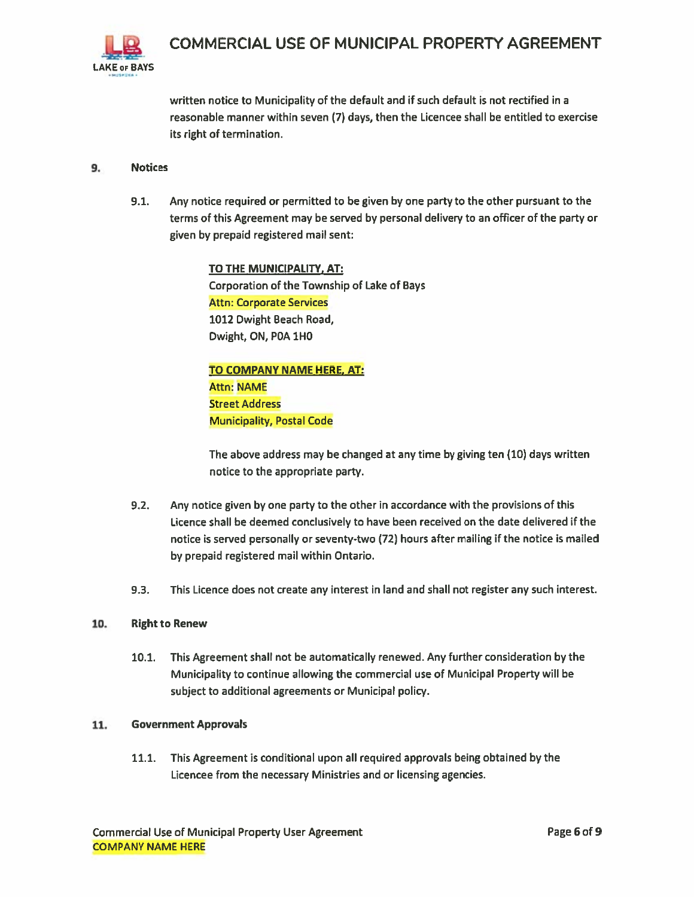written notice to Municipality of the default and if such default is not rectified in a reasonable manner within seven (7) days, then the Licencee shall be entitled to exercise its right of termination.

## 9. Notices

9.1. Any notice required or permitted to be given by one party to the other pursuant to the terms of this Agreement may be served by personal delivery to an officer of the party or given by prepaid registered mail sent:

**TO THE MUNICIPALITY, AT:**
Corporation of the Township of Lake of Bays
Attn: Corporate Services
1012 Dwight Beach Road,
Dwight, ON, P0A 1H0

**TO COMPANY NAME HERE, AT:**
Attn: NAME
Street Address
Municipality, Postal Code

The above address may be changed at any time by giving ten (10) days written notice to the appropriate party.

9.2. Any notice given by one party to the other in accordance with the provisions of this Licence shall be deemed conclusively to have been received on the date delivered if the notice is served personally or seventy-two (72) hours after mailing if the notice is mailed by prepaid registered mail within Ontario.

9.3. This Licence does not create any interest in land and shall not register any such interest.

## 10. Right to Renew

10.1. This Agreement shall not be automatically renewed. Any further consideration by the Municipality to continue allowing the commercial use of Municipal Property will be subject to additional agreements or Municipal policy.

## 11. Government Approvals

11.1. This Agreement is conditional upon all required approvals being obtained by the Licencee from the necessary Ministries and or licensing agencies.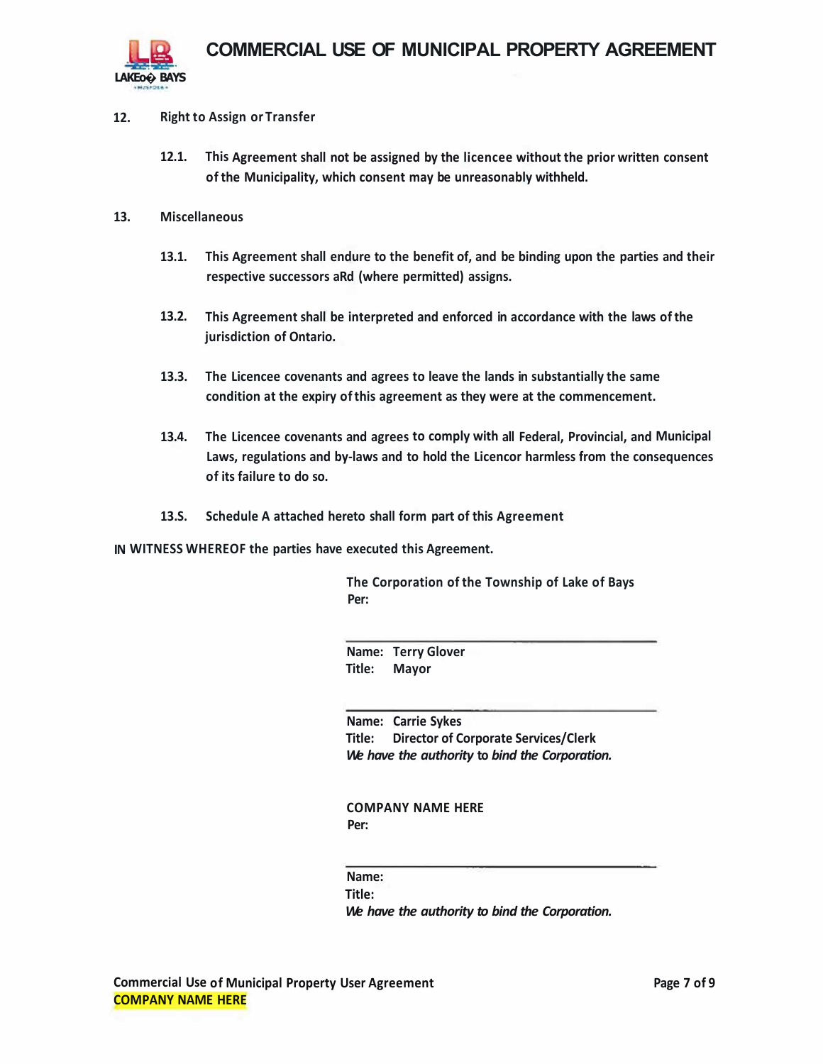12. **Right to Assign or Transfer**

    12.1. This Agreement shall not be assigned by the licencee without the prior written consent of the Municipality, which consent may be unreasonably withheld.

13. **Miscellaneous**

    13.1. This Agreement shall endure to the benefit of, and be binding upon the parties and their respective successors aRd (where permitted) assigns.

    13.2. This Agreement shall be interpreted and enforced in accordance with the laws of the jurisdiction of Ontario.

    13.3. The Licencee covenants and agrees to leave the lands in substantially the same condition at the expiry of this agreement as they were at the commencement.

    13.4. The Licencee covenants and agrees to comply with all Federal, Provincial, and Municipal Laws, regulations and by-laws and to hold the Licencor harmless from the consequences of its failure to do so.

    13.S. Schedule A attached hereto shall form part of this Agreement

IN WITNESS WHEREOF the parties have executed this Agreement.

The Corporation of the Township of Lake of Bays
Per:

______________________________

Name: Terry Glover
Title: Mayor

______________________________

Name: Carrie Sykes
Title: Director of Corporate Services/Clerk
*We have the authority to bind the Corporation.*

COMPANY NAME HERE
Per:

______________________________

Name:
Title:
*We have the authority to bind the Corporation.*

Commercial Use of Municipal Property User Agreement
COMPANY NAME HERE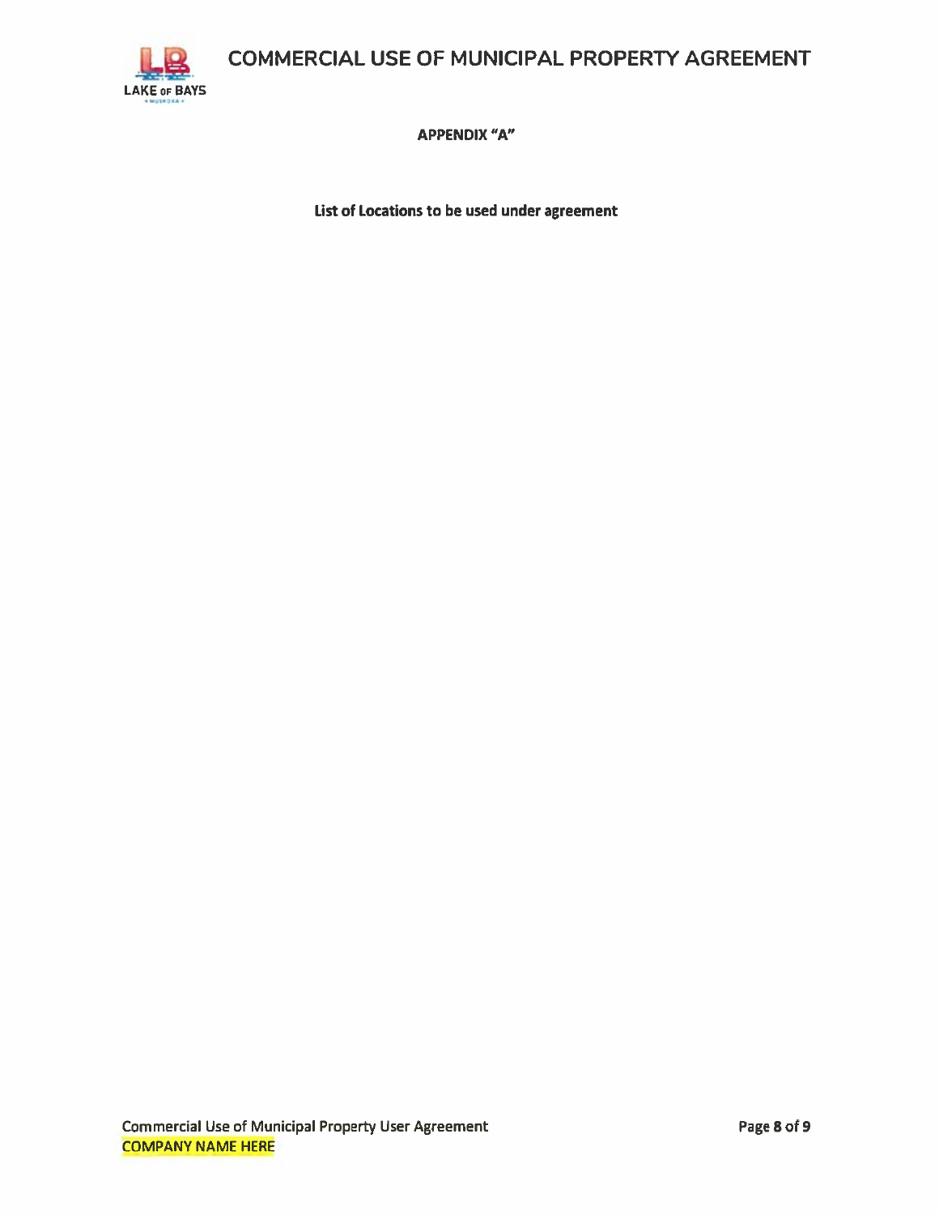## APPENDIX "A"

**List of Locations to be used under agreement**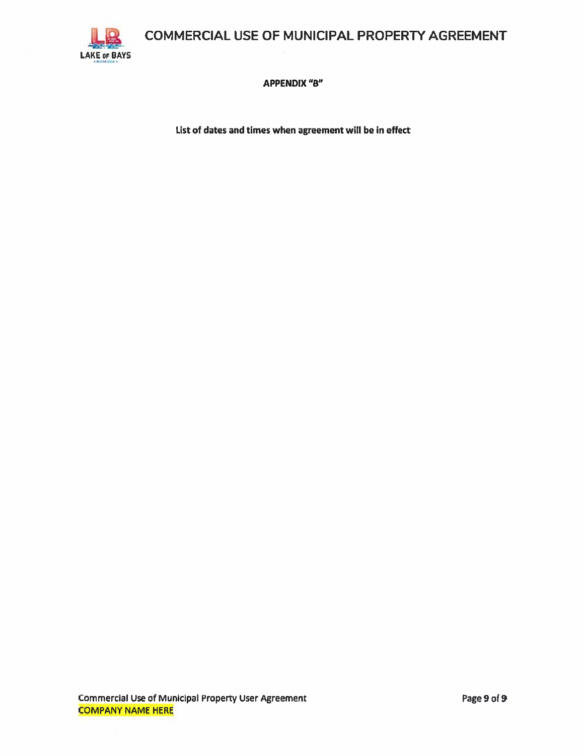## APPENDIX "B"

**List of dates and times when agreement will be in effect**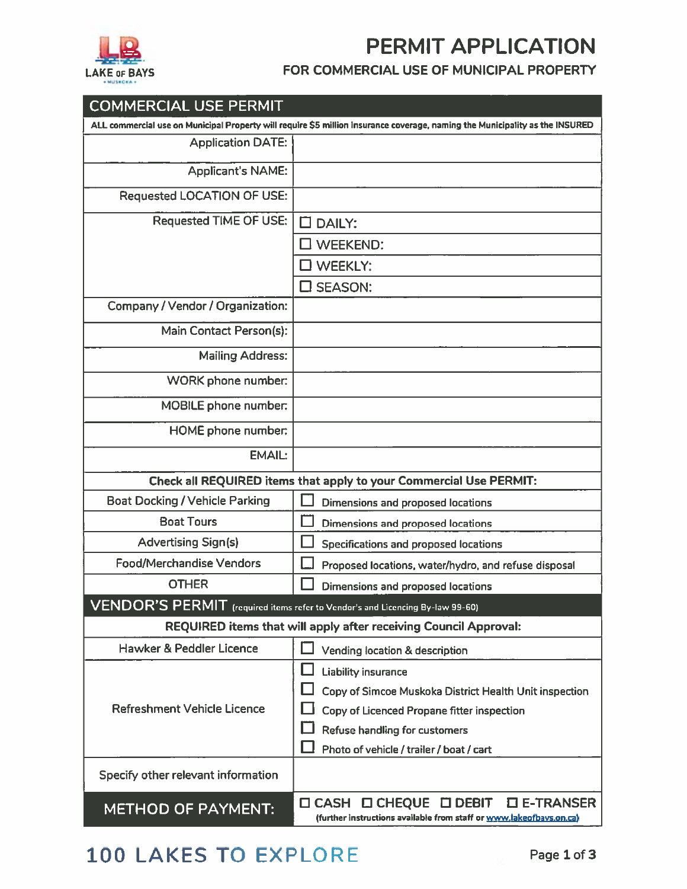# PERMIT APPLICATION

## FOR COMMERCIAL USE OF MUNICIPAL PROPERTY

| COMMERCIAL USE PERMIT | |
|---|---|
| **ALL commercial use on Municipal Property will require $5 million insurance coverage, naming the Municipality as the INSURED** | |
| Application DATE: | |
| Applicant's NAME: | |
| Requested LOCATION OF USE: | |
| Requested TIME OF USE: | ☐ DAILY: |
| | ☐ WEEKEND: |
| | ☐ WEEKLY: |
| | ☐ SEASON: |
| Company / Vendor / Organization: | |
| Main Contact Person(s): | |
| Mailing Address: | |
| WORK phone number: | |
| MOBILE phone number: | |
| HOME phone number: | |
| EMAIL: | |
| **Check all REQUIRED items that apply to your Commercial Use PERMIT:** | |
| Boat Docking / Vehicle Parking | ☐ Dimensions and proposed locations |
| Boat Tours | ☐ Dimensions and proposed locations |
| Advertising Sign(s) | ☐ Specifications and proposed locations |
| Food/Merchandise Vendors | ☐ Proposed locations, water/hydro, and refuse disposal |
| OTHER | ☐ Dimensions and proposed locations |
| **VENDOR'S PERMIT** (required items refer to Vendor's and Licencing By-law 99-60) | |
| **REQUIRED items that will apply after receiving Council Approval:** | |
| Hawker & Peddler Licence | ☐ Vending location & description |
| Refreshment Vehicle Licence | ☐ Liability insurance<br>☐ Copy of Simcoe Muskoka District Health Unit inspection<br>☐ Copy of Licenced Propane fitter inspection<br>☐ Refuse handling for customers<br>☐ Photo of vehicle / trailer / boat / cart |
| Specify other relevant information | |
| **METHOD OF PAYMENT:** | ☐ CASH ☐ CHEQUE ☐ DEBIT ☐ E-TRANSER<br>(further instructions available from staff or www.lakeofbays.on.ca) |

100 LAKES TO EXPLORE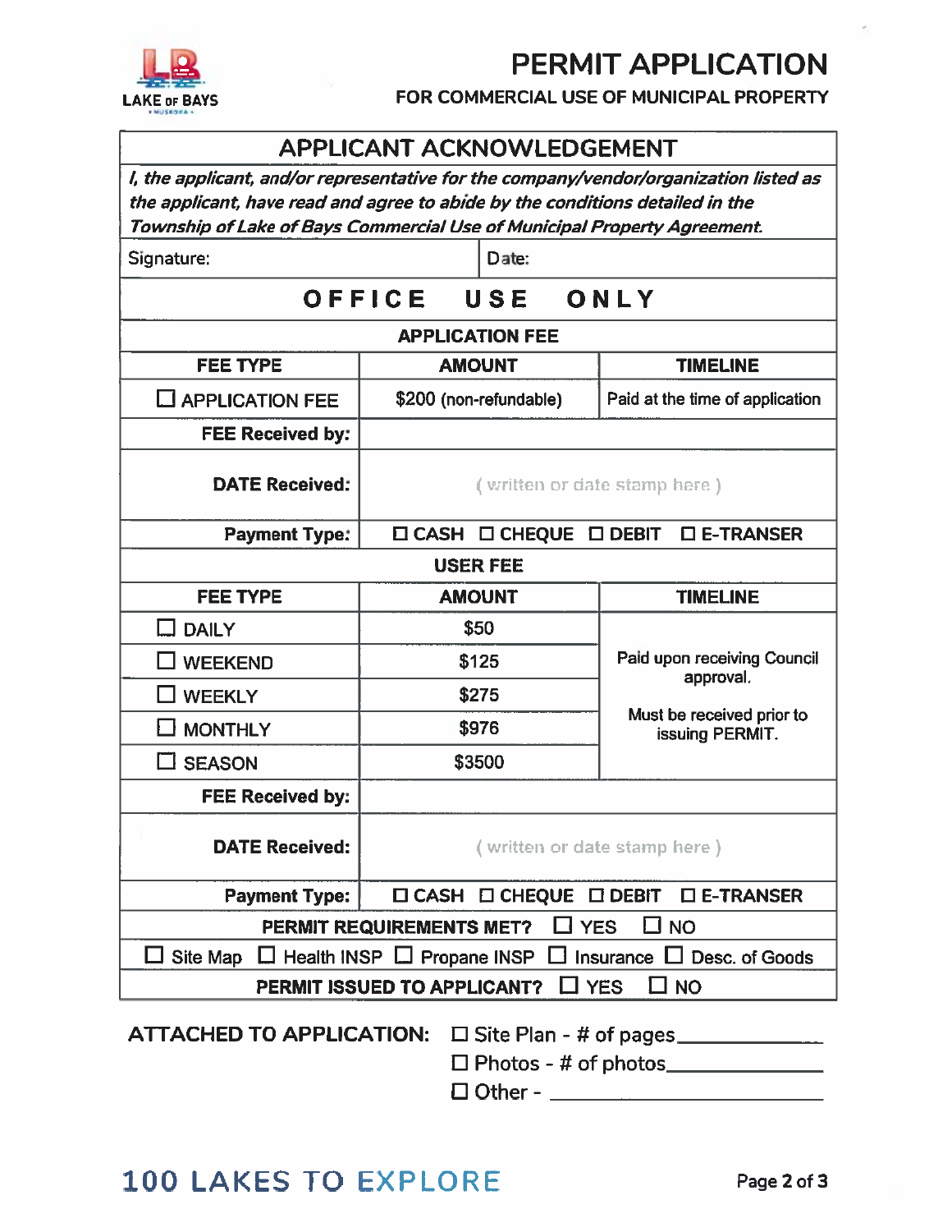LAKE OF BAYS

# PERMIT APPLICATION

## FOR COMMERCIAL USE OF MUNICIPAL PROPERTY

| APPLICANT ACKNOWLEDGEMENT | |
|---|---|
| *I, the applicant, and/or representative for the company/vendor/organization listed as the applicant, have read and agree to abide by the conditions detailed in the Township of Lake of Bays Commercial Use of Municipal Property Agreement.* | |
| Signature: | Date: |

| OFFICE USE ONLY | | |
|---|---|---|
| **APPLICATION FEE** | | |
| **FEE TYPE** | **AMOUNT** | **TIMELINE** |
| ☐ APPLICATION FEE | $200 (non-refundable) | Paid at the time of application |
| **FEE Received by:** | | |
| **DATE Received:** | ( written or date stamp here ) | |
| **Payment Type:** | ☐ CASH ☐ CHEQUE ☐ DEBIT ☐ E-TRANSER | |
| **USER FEE** | | |
| **FEE TYPE** | **AMOUNT** | **TIMELINE** |
| ☐ DAILY | $50 | Paid upon receiving Council approval. Must be received prior to issuing PERMIT. |
| ☐ WEEKEND | $125 | |
| ☐ WEEKLY | $275 | |
| ☐ MONTHLY | $976 | |
| ☐ SEASON | $3500 | |
| **FEE Received by:** | | |
| **DATE Received:** | ( written or date stamp here ) | |
| **Payment Type:** | ☐ CASH ☐ CHEQUE ☐ DEBIT ☐ E-TRANSER | |
| **PERMIT REQUIREMENTS MET?** ☐ YES ☐ NO | | |
| ☐ Site Map ☐ Health INSP ☐ Propane INSP ☐ Insurance ☐ Desc. of Goods | | |
| **PERMIT ISSUED TO APPLICANT?** ☐ YES ☐ NO | | |

**ATTACHED TO APPLICATION:**

☐ Site Plan - # of pages____________

☐ Photos - # of photos____________

☐ Other - ____________

100 LAKES TO EXPLORE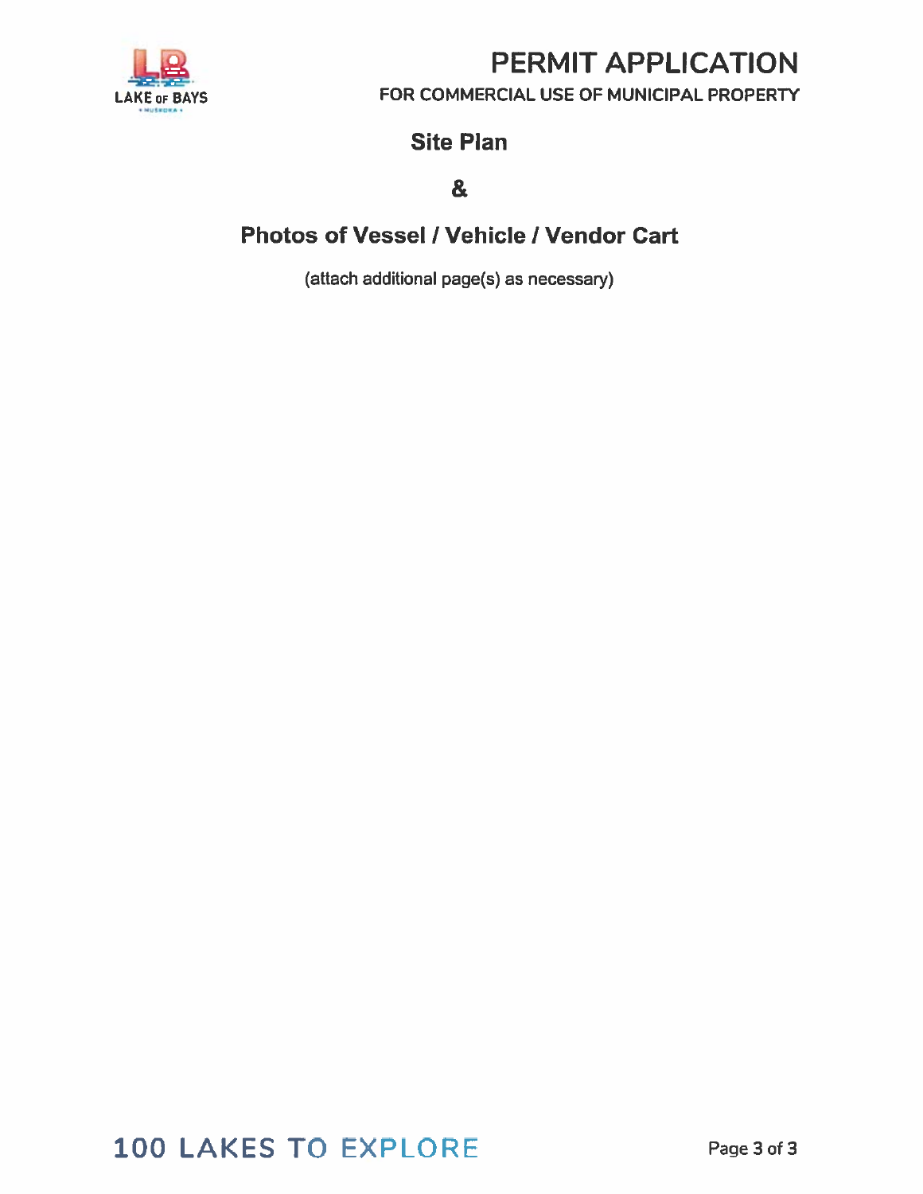# PERMIT APPLICATION

FOR COMMERCIAL USE OF MUNICIPAL PROPERTY

## Site Plan

## &

## Photos of Vessel / Vehicle / Vendor Cart

(attach additional page(s) as necessary)